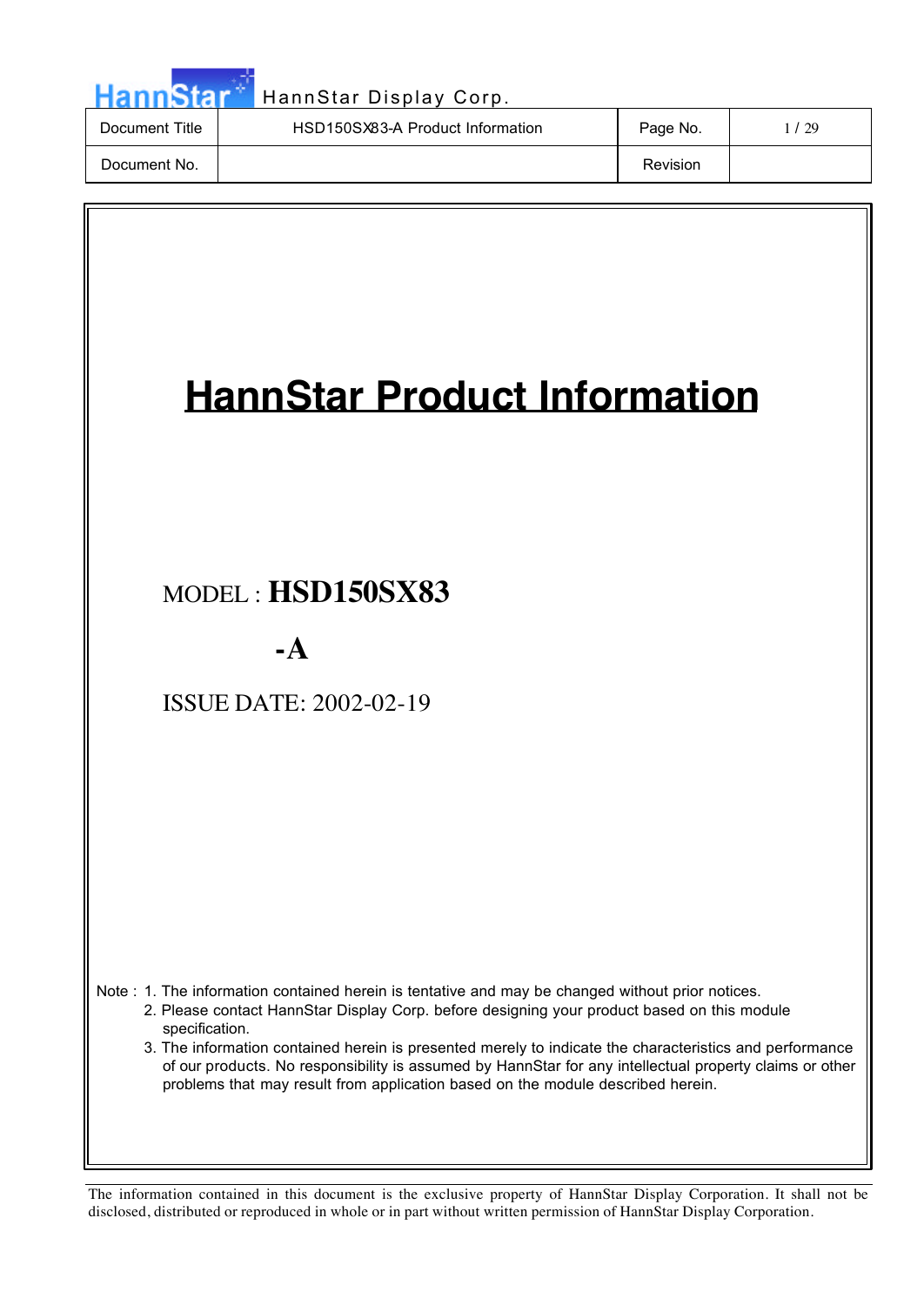# HannStar Product Information

MODEL : **HSD150SX83**

**-A**

ISSUE DATE: 2002-02-19

Note :
1. The information contained herein is tentative and may be changed without prior notices.
2. Please contact HannStar Display Corp. before designing your product based on this module specification.
3. The information contained herein is presented merely to indicate the characteristics and performance of our products. No responsibility is assumed by HannStar for any intellectual property claims or other problems that may result from application based on the module described herein.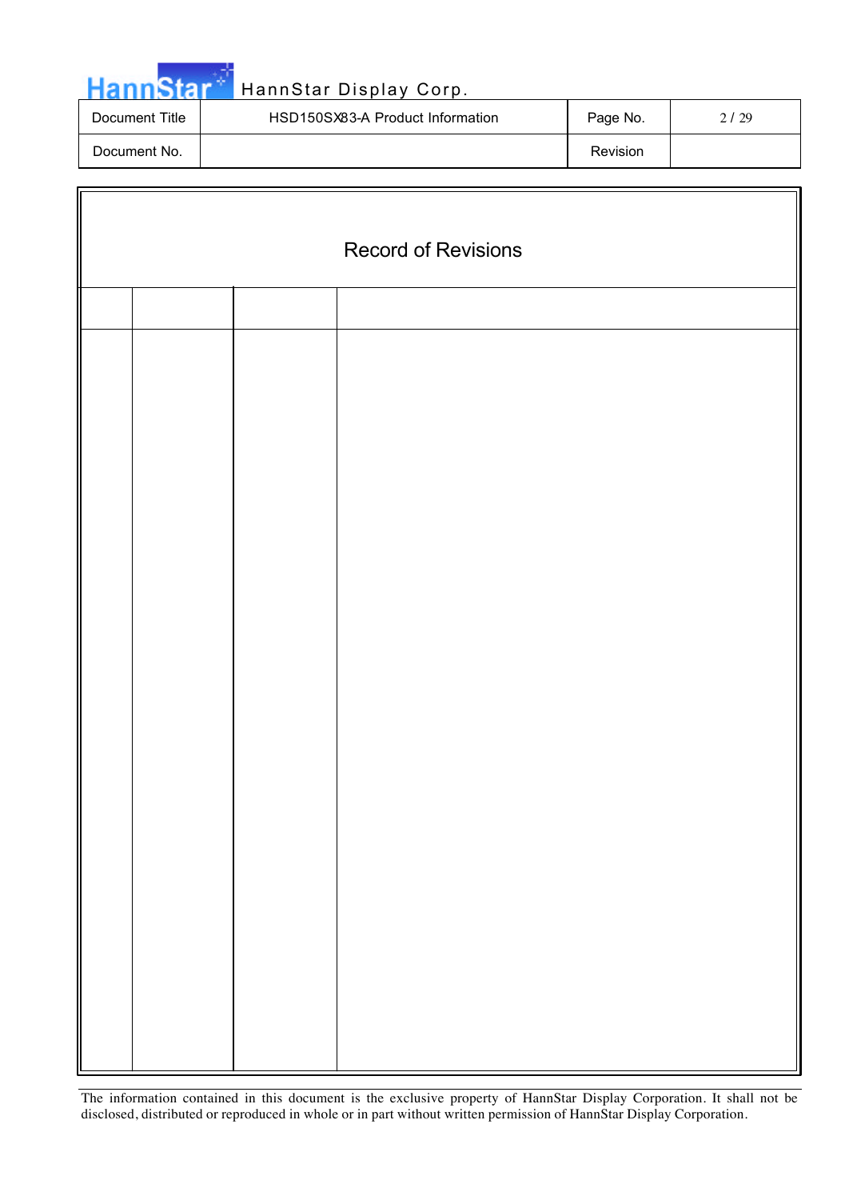# Record of Revisions

| | | | |
|---|---|---|---|
| | | | |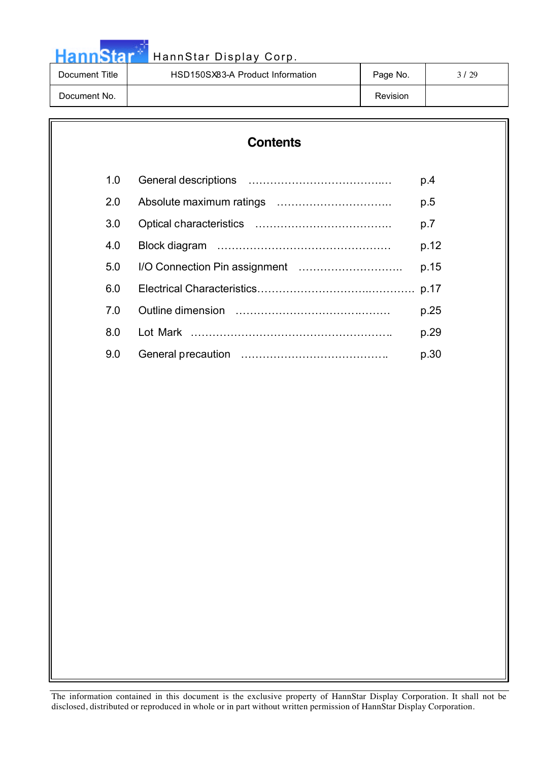# Contents

| | | |
|---|---|---|
| 1.0 | General descriptions | p.4 |
| 2.0 | Absolute maximum ratings | p.5 |
| 3.0 | Optical characteristics | p.7 |
| 4.0 | Block diagram | p.12 |
| 5.0 | I/O Connection Pin assignment | p.15 |
| 6.0 | Electrical Characteristics | p.17 |
| 7.0 | Outline dimension | p.25 |
| 8.0 | Lot Mark | p.29 |
| 9.0 | General precaution | p.30 |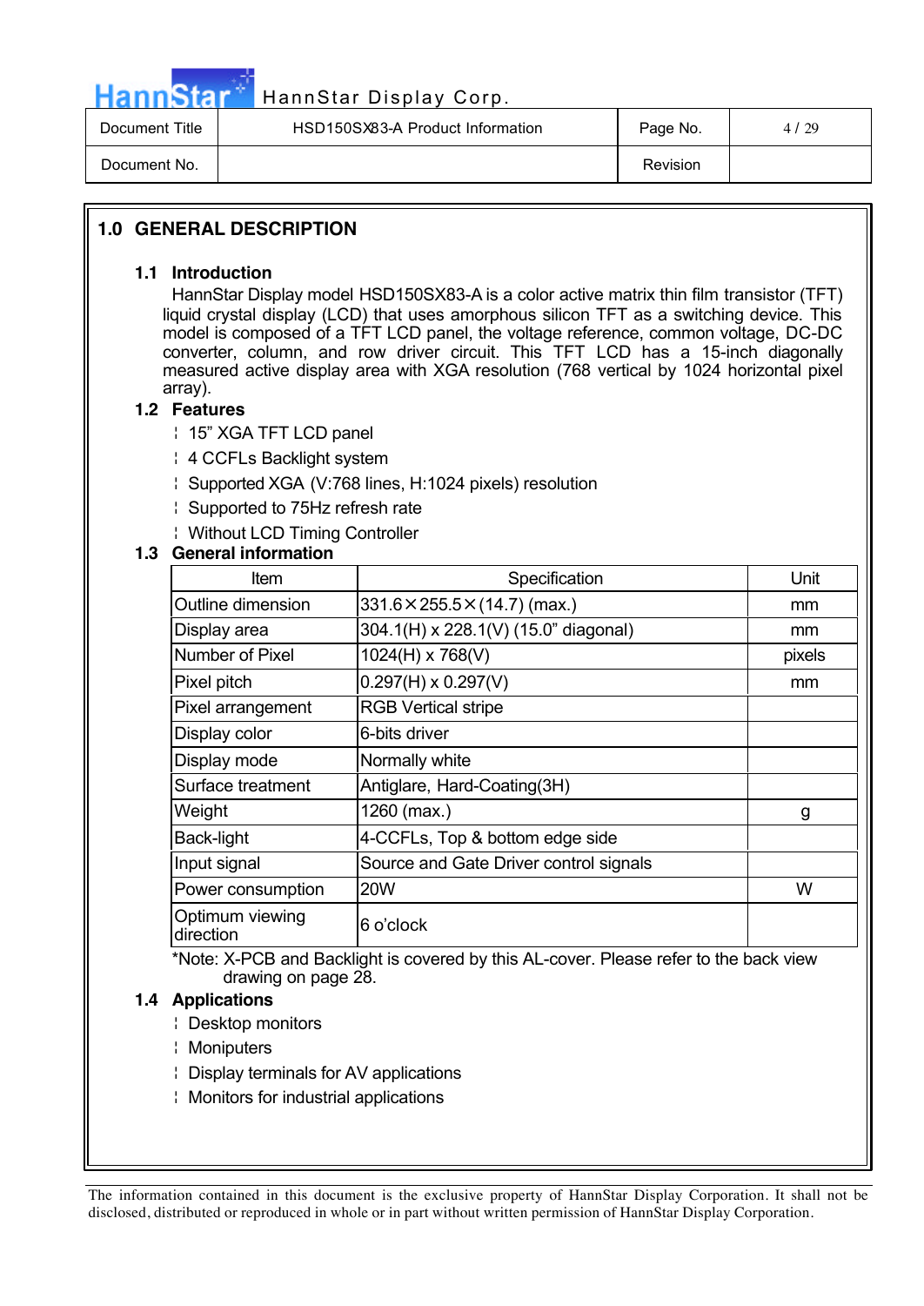## 1.0 GENERAL DESCRIPTION

### 1.1 Introduction

HannStar Display model HSD150SX83-A is a color active matrix thin film transistor (TFT) liquid crystal display (LCD) that uses amorphous silicon TFT as a switching device. This model is composed of a TFT LCD panel, the voltage reference, common voltage, DC-DC converter, column, and row driver circuit. This TFT LCD has a 15-inch diagonally measured active display area with XGA resolution (768 vertical by 1024 horizontal pixel array).

### 1.2 Features

- 15" XGA TFT LCD panel
- 4 CCFLs Backlight system
- Supported XGA (V:768 lines, H:1024 pixels) resolution
- Supported to 75Hz refresh rate
- Without LCD Timing Controller

### 1.3 General information

| Item | Specification | Unit |
|---|---|---|
| Outline dimension | 331.6×255.5×(14.7) (max.) | mm |
| Display area | 304.1(H) x 228.1(V) (15.0" diagonal) | mm |
| Number of Pixel | 1024(H) x 768(V) | pixels |
| Pixel pitch | 0.297(H) x 0.297(V) | mm |
| Pixel arrangement | RGB Vertical stripe | |
| Display color | 6-bits driver | |
| Display mode | Normally white | |
| Surface treatment | Antiglare, Hard-Coating(3H) | |
| Weight | 1260 (max.) | g |
| Back-light | 4-CCFLs, Top & bottom edge side | |
| Input signal | Source and Gate Driver control signals | |
| Power consumption | 20W | W |
| Optimum viewing direction | 6 o'clock | |

*Note: X-PCB and Backlight is covered by this AL-cover. Please refer to the back view drawing on page 28.

### 1.4 Applications

- Desktop monitors
- Moniputers
- Display terminals for AV applications
- Monitors for industrial applications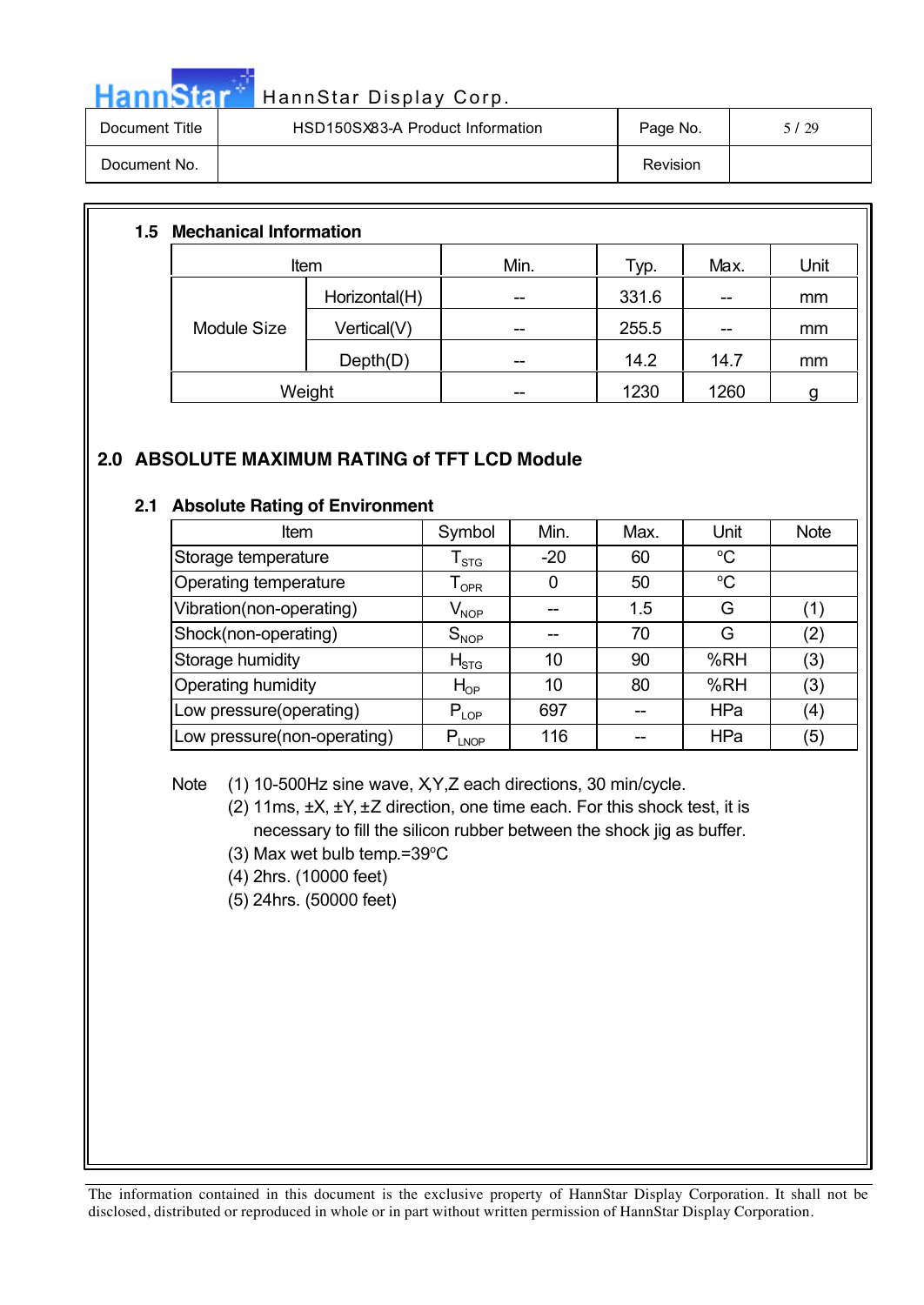### 1.5 Mechanical Information

| Item | | Min. | Typ. | Max. | Unit |
|---|---|---|---|---|---|
| Module Size | Horizontal(H) | -- | 331.6 | -- | mm |
| | Vertical(V) | -- | 255.5 | -- | mm |
| | Depth(D) | -- | 14.2 | 14.7 | mm |
| Weight | | -- | 1230 | 1260 | g |

## 2.0 ABSOLUTE MAXIMUM RATING of TFT LCD Module

### 2.1 Absolute Rating of Environment

| Item | Symbol | Min. | Max. | Unit | Note |
|---|---|---|---|---|---|
| Storage temperature | $T_{STG}$ | -20 | 60 | °C | |
| Operating temperature | $T_{OPR}$ | 0 | 50 | °C | |
| Vibration(non-operating) | $V_{NOP}$ | -- | 1.5 | G | (1) |
| Shock(non-operating) | $S_{NOP}$ | -- | 70 | G | (2) |
| Storage humidity | $H_{STG}$ | 10 | 90 | %RH | (3) |
| Operating humidity | $H_{OP}$ | 10 | 80 | %RH | (3) |
| Low pressure(operating) | $P_{LOP}$ | 697 | -- | HPa | (4) |
| Low pressure(non-operating) | $P_{LNOP}$ | 116 | -- | HPa | (5) |

Note
(1) 10-500Hz sine wave, X,Y,Z each directions, 30 min/cycle.
(2) 11ms, ±X, ±Y, ±Z direction, one time each. For this shock test, it is necessary to fill the silicon rubber between the shock jig as buffer.
(3) Max wet bulb temp.=39°C
(4) 2hrs. (10000 feet)
(5) 24hrs. (50000 feet)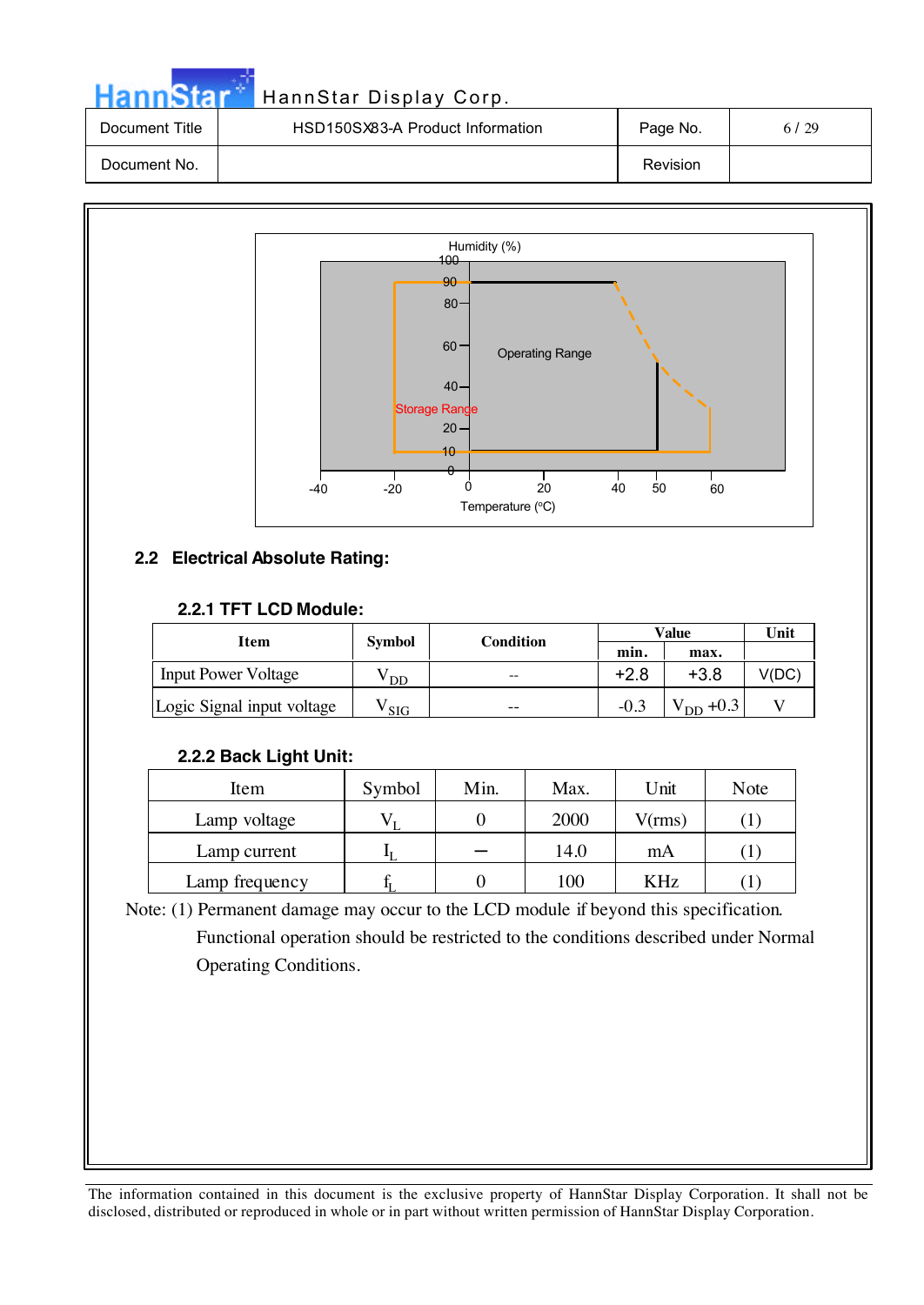Humidity (%)

Operating Range

Storage Range

Temperature (°C)

## 2.2 Electrical Absolute Rating:

### 2.2.1 TFT LCD Module:

| Item | Symbol | Condition | Value | | Unit |
|---|---|---|---|---|---|
| | | | min. | max. | |
| Input Power Voltage | $V_{DD}$ | -- | +2.8 | +3.8 | V(DC) |
| Logic Signal input voltage | $V_{SIG}$ | -- | -0.3 | $V_{DD}$ +0.3 | V |

### 2.2.2 Back Light Unit:

| Item | Symbol | Min. | Max. | Unit | Note |
|---|---|---|---|---|---|
| Lamp voltage | $V_L$ | 0 | 2000 | V(rms) | (1) |
| Lamp current | $I_L$ | — | 14.0 | mA | (1) |
| Lamp frequency | $f_L$ | 0 | 100 | KHz | (1) |

Note: (1) Permanent damage may occur to the LCD module if beyond this specification. Functional operation should be restricted to the conditions described under Normal Operating Conditions.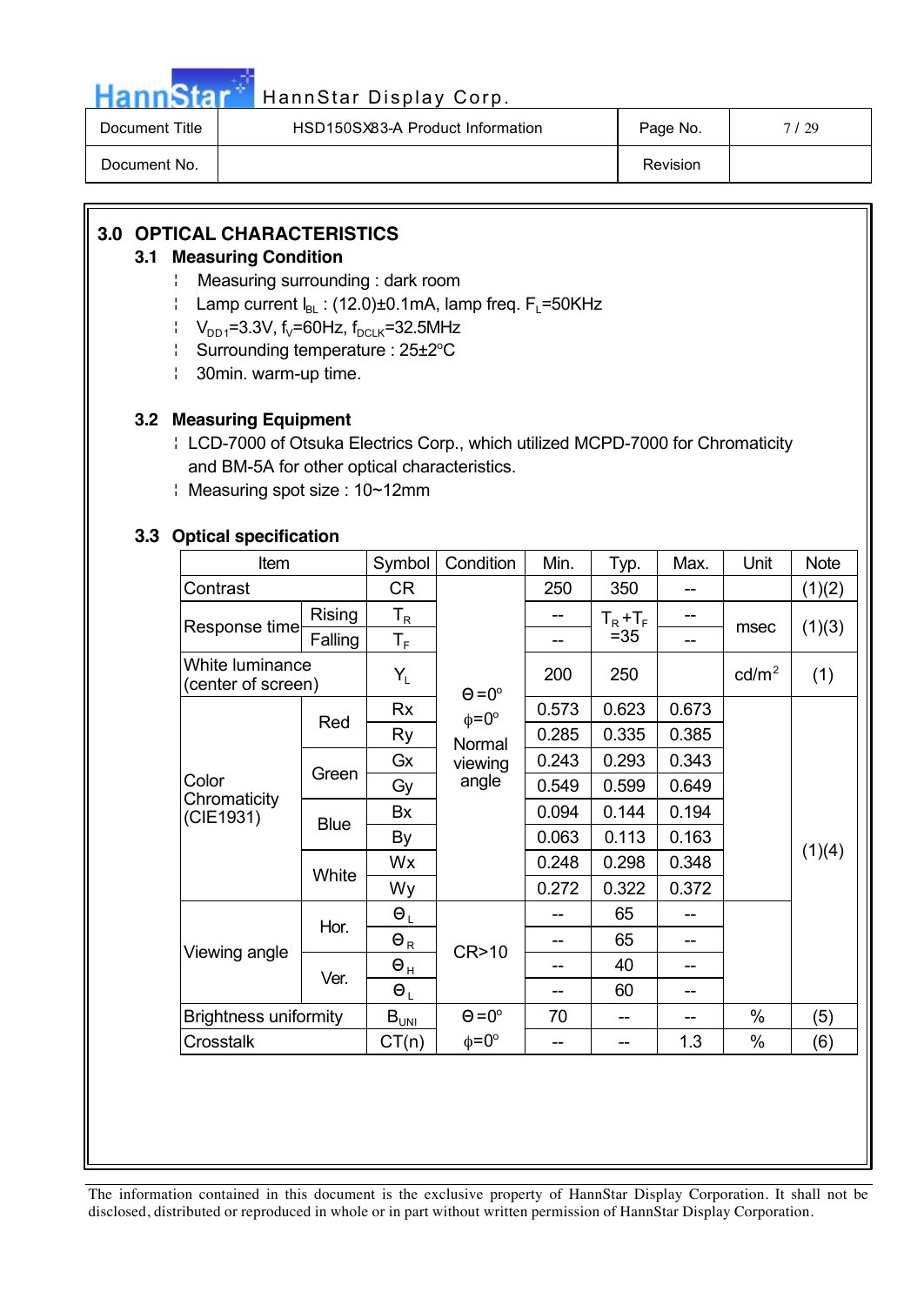## 3.0 OPTICAL CHARACTERISTICS

### 3.1 Measuring Condition

- Measuring surrounding : dark room
- Lamp current $I_{BL}$ : (12.0)±0.1mA, lamp freq. $F_L$=50KHz
- $V_{DD1}$=3.3V, $f_V$=60Hz, $f_{DCLK}$=32.5MHz
- Surrounding temperature : 25±2°C
- 30min. warm-up time.

### 3.2 Measuring Equipment

- LCD-7000 of Otsuka Electrics Corp., which utilized MCPD-7000 for Chromaticity and BM-5A for other optical characteristics.
- Measuring spot size : 10~12mm

### 3.3 Optical specification

| Item | | Symbol | Condition | Min. | Typ. | Max. | Unit | Note |
|---|---|---|---|---|---|---|---|---|
| Contrast | | CR | Θ=0° ϕ=0° Normal viewing angle | 250 | 350 | -- | | (1)(2) |
| Response time | Rising | $T_R$ | | -- | $T_R+T_F$ =35 | -- | msec | (1)(3) |
| | Falling | $T_F$ | | -- | | -- | | |
| White luminance (center of screen) | | $Y_L$ | | 200 | 250 | | cd/m² | (1) |
| Color Chromaticity (CIE1931) | Red | Rx | | 0.573 | 0.623 | 0.673 | | (1)(4) |
| | | Ry | | 0.285 | 0.335 | 0.385 | | |
| | Green | Gx | | 0.243 | 0.293 | 0.343 | | |
| | | Gy | | 0.549 | 0.599 | 0.649 | | |
| | Blue | Bx | | 0.094 | 0.144 | 0.194 | | |
| | | By | | 0.063 | 0.113 | 0.163 | | |
| | White | Wx | | 0.248 | 0.298 | 0.348 | | |
| | | Wy | | 0.272 | 0.322 | 0.372 | | |
| Viewing angle | Hor. | $Θ_L$ | CR>10 | -- | 65 | -- | | |
| | | $Θ_R$ | | -- | 65 | -- | | |
| | Ver. | $Θ_H$ | | -- | 40 | -- | | |
| | | $Θ_L$ | | -- | 60 | -- | | |
| Brightness uniformity | | $B_{UNI}$ | Θ=0° ϕ=0° | 70 | -- | -- | % | (5) |
| Crosstalk | | CT(n) | | -- | -- | 1.3 | % | (6) |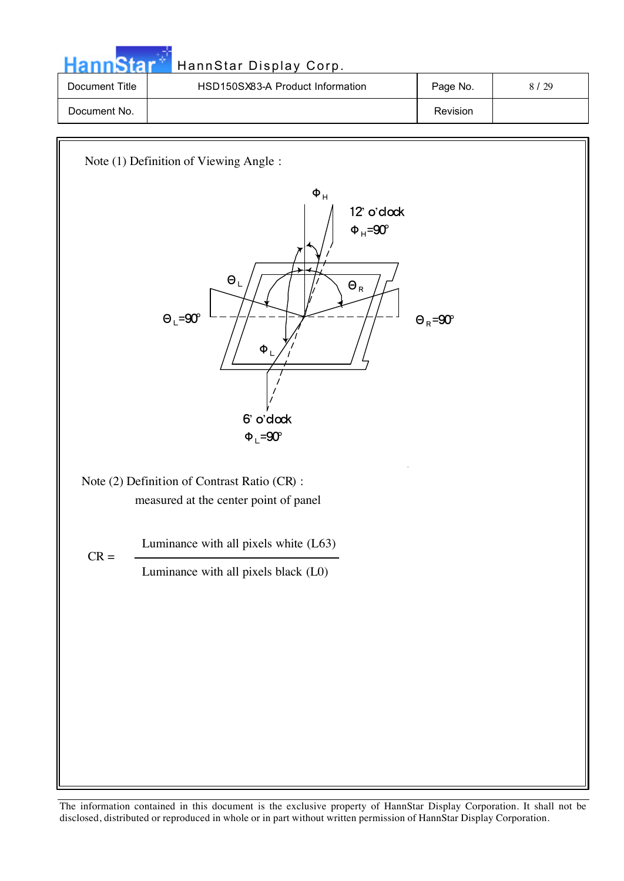Note (1) Definition of Viewing Angle :

$\Phi_H$

12' o'clock

$\Phi_H$=90°

$\Theta_L$

$\Theta_R$

$\Theta_L$=90°

$\Theta_R$=90°

$\Phi_L$

6' o'clock

$\Phi_L$=90°

Note (2) Definition of Contrast Ratio (CR) :

measured at the center point of panel

$$CR = \frac{\text{Luminance with all pixels white (L63)}}{\text{Luminance with all pixels black (L0)}}$$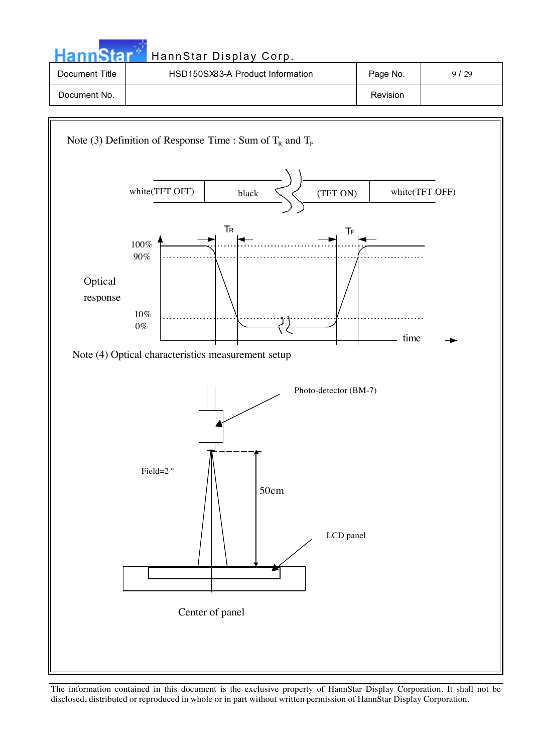Note (3) Definition of Response Time : Sum of $T_R$ and $T_F$

white(TFT OFF) | black | (TFT ON) | white(TFT OFF)

$T_R$ $T_F$

100%
90%

Optical response

10%
0%

time

Note (4) Optical characteristics measurement setup

Photo-detector (BM-7)

Field=2 °

50cm

LCD panel

Center of panel

The information contained in this document is the exclusive property of HannStar Display Corporation. It shall not be disclosed, distributed or reproduced in whole or in part without written permission of HannStar Display Corporation.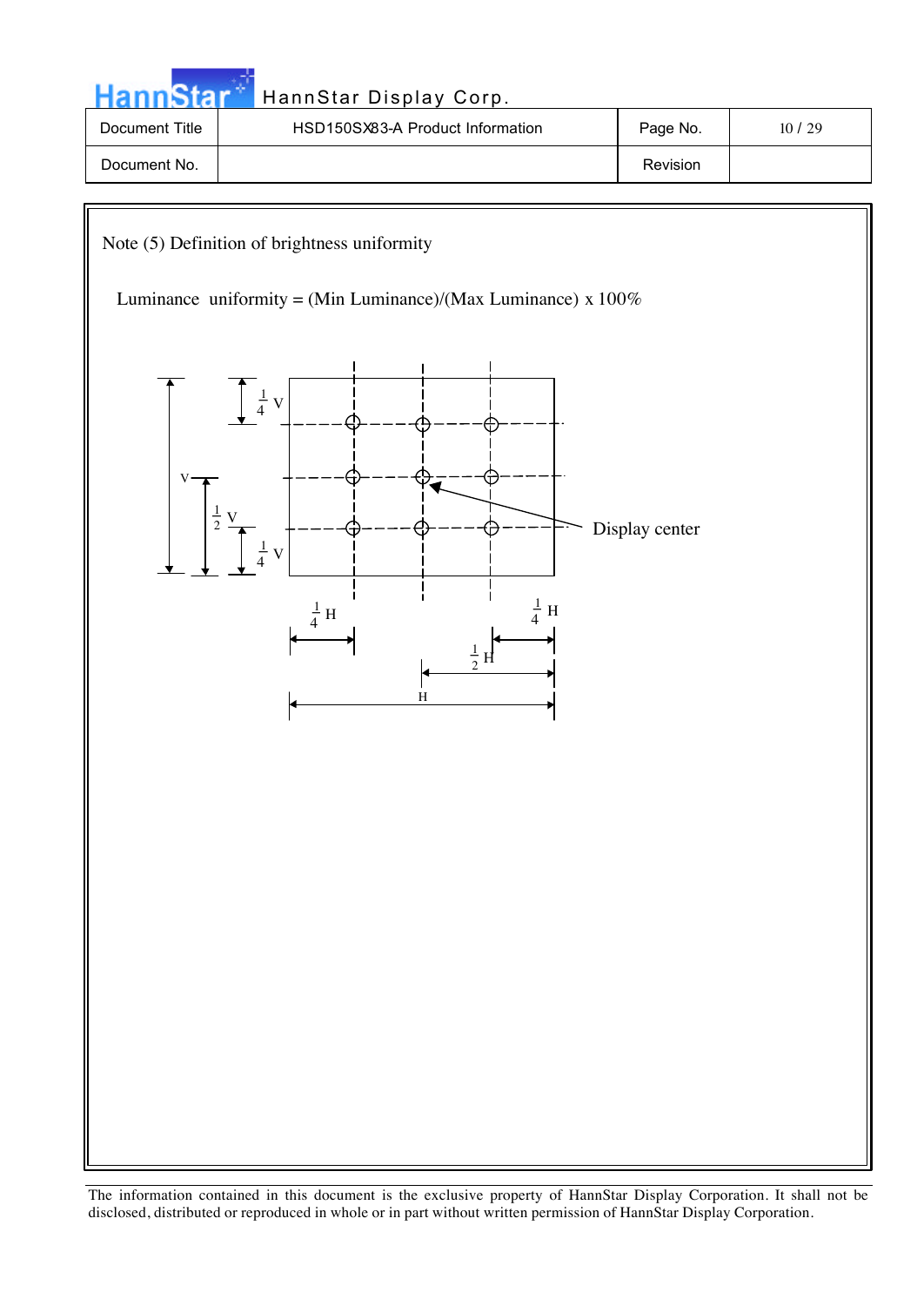Note (5) Definition of brightness uniformity

Luminance uniformity = (Min Luminance)/(Max Luminance) x 100%

$\frac{1}{4}$ V

V

$\frac{1}{2}$ V

$\frac{1}{4}$ V

Display center

$\frac{1}{4}$ H

$\frac{1}{4}$ H

$\frac{1}{2}$ H

H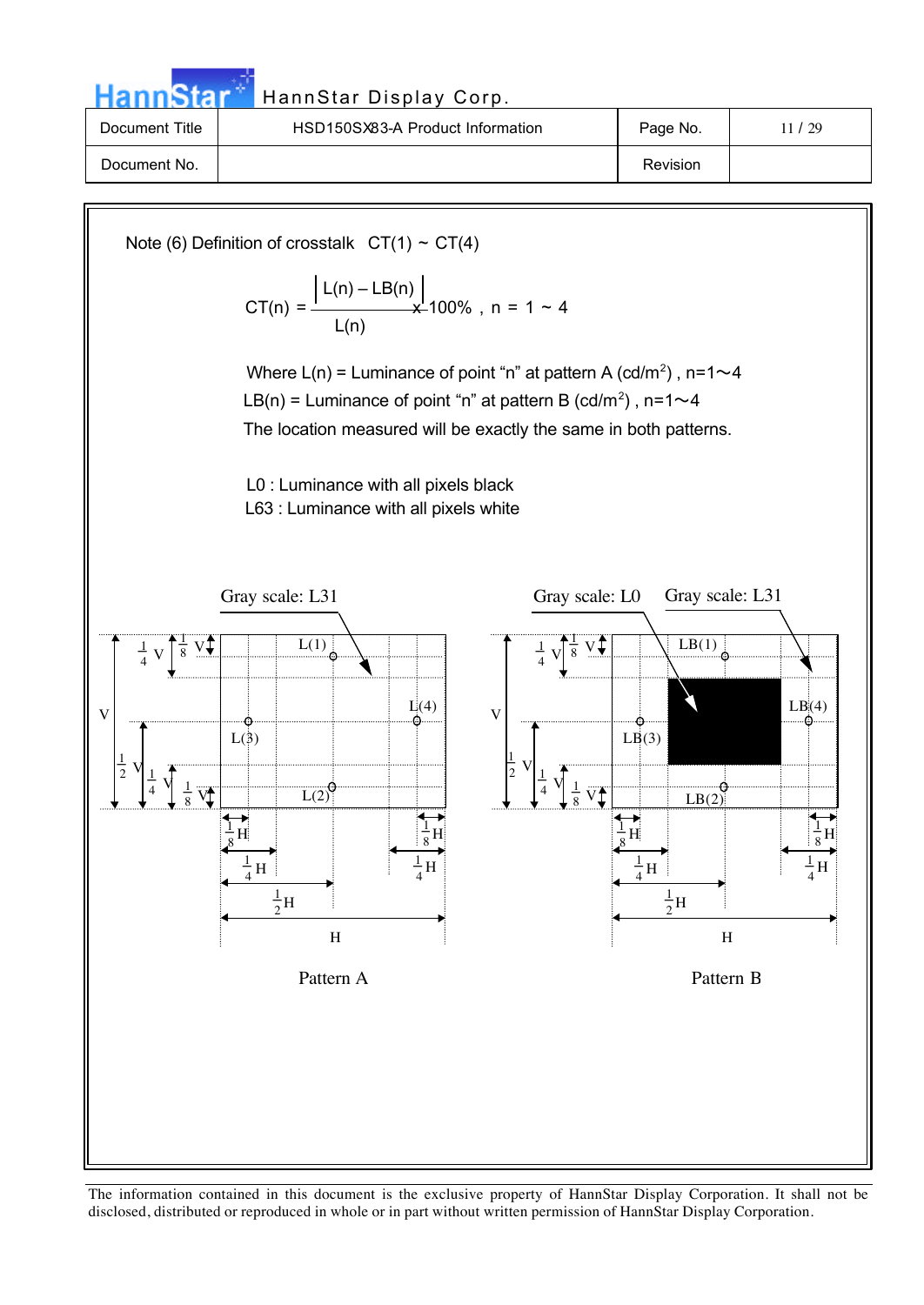Note (6) Definition of crosstalk CT(1) ~ CT(4)

$$CT(n) = \frac{|L(n) - LB(n)|}{L(n)} \times 100\% \text{ , } n = 1 \sim 4$$

Where L(n) = Luminance of point "n" at pattern A (cd/m$^2$) , n=1～4

LB(n) = Luminance of point "n" at pattern B (cd/m$^2$) , n=1～4

The location measured will be exactly the same in both patterns.

L0 : Luminance with all pixels black

L63 : Luminance with all pixels white

Gray scale: L31

Gray scale: L0 Gray scale: L31

L(1) L(2) L(3) L(4)

LB(1) LB(2) LB(3) LB(4)

$\frac{1}{4}$V $\frac{1}{8}$V $\frac{1}{2}$V V $\frac{1}{8}$H $\frac{1}{4}$H $\frac{1}{2}$H H

Pattern A

Pattern B

The information contained in this document is the exclusive property of HannStar Display Corporation. It shall not be disclosed, distributed or reproduced in whole or in part without written permission of HannStar Display Corporation.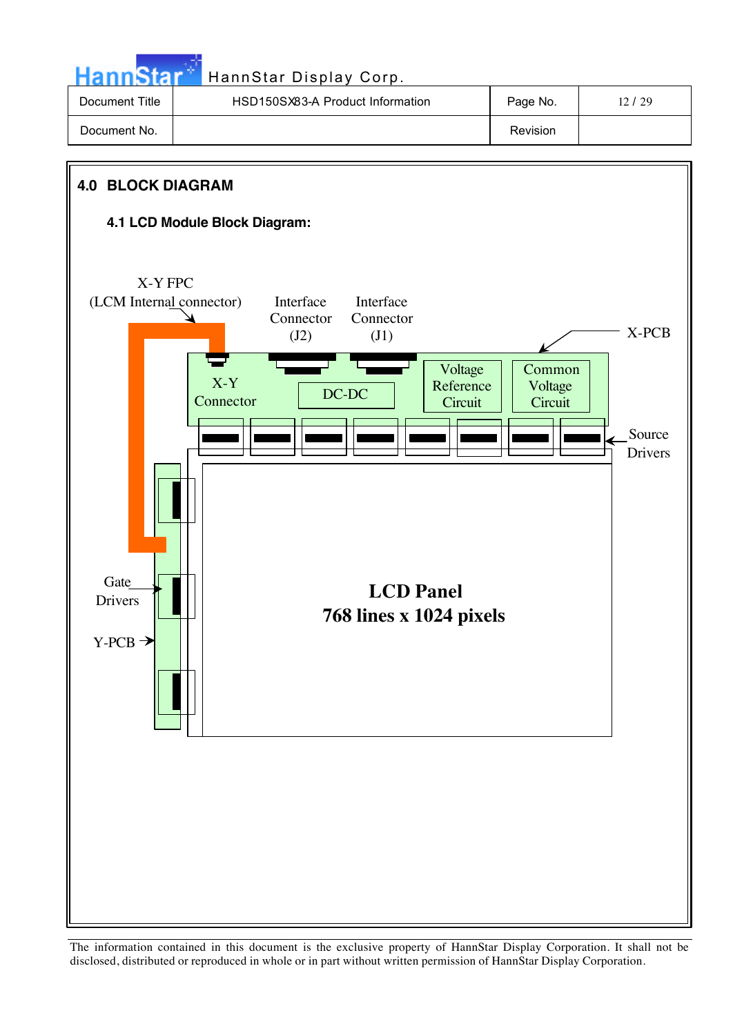## 4.0 BLOCK DIAGRAM

### 4.1 LCD Module Block Diagram:

X-Y FPC
(LCM Internal connector)

Interface Connector (J2)

Interface Connector (J1)

X-PCB

X-Y Connector

DC-DC

Voltage Reference Circuit

Common Voltage Circuit

Source Drivers

Gate Drivers

Y-PCB

**LCD Panel**
**768 lines x 1024 pixels**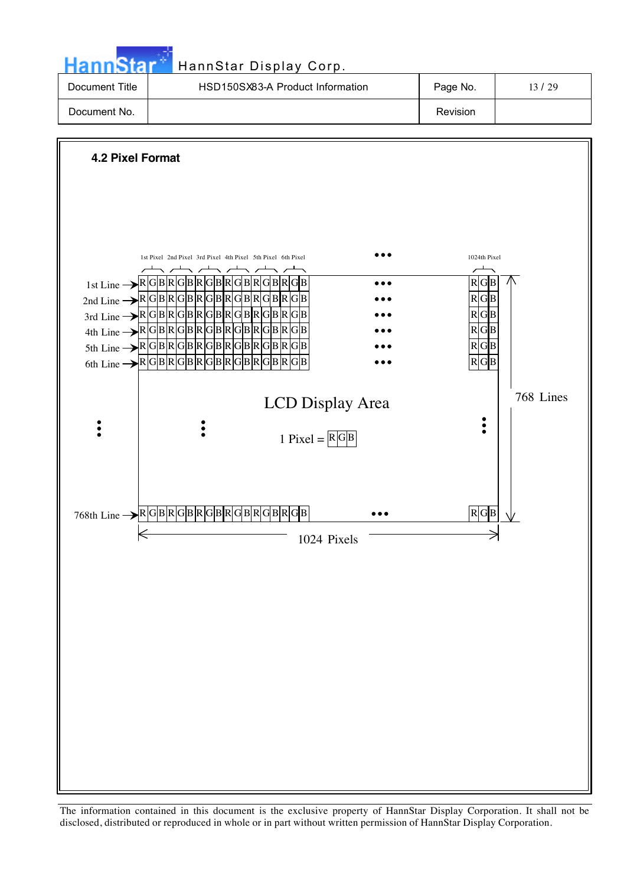## 4.2 Pixel Format

1st Pixel 2nd Pixel 3rd Pixel 4th Pixel 5th Pixel 6th Pixel ••• 1024th Pixel

1st Line → R G B R G B R G B R G B R G B R G B ••• R G B

2nd Line → R G B R G B R G B R G B R G B R G B ••• R G B

3rd Line → R G B R G B R G B R G B R G B R G B ••• R G B

4th Line → R G B R G B R G B R G B R G B R G B ••• R G B

5th Line → R G B R G B R G B R G B R G B R G B ••• R G B

6th Line → R G B R G B R G B R G B R G B R G B ••• R G B

LCD Display Area

1 Pixel = R G B

768 Lines

768th Line → R G B R G B R G B R G B R G B R G B ••• R G B

1024 Pixels

The information contained in this document is the exclusive property of HannStar Display Corporation. It shall not be disclosed, distributed or reproduced in whole or in part without written permission of HannStar Display Corporation.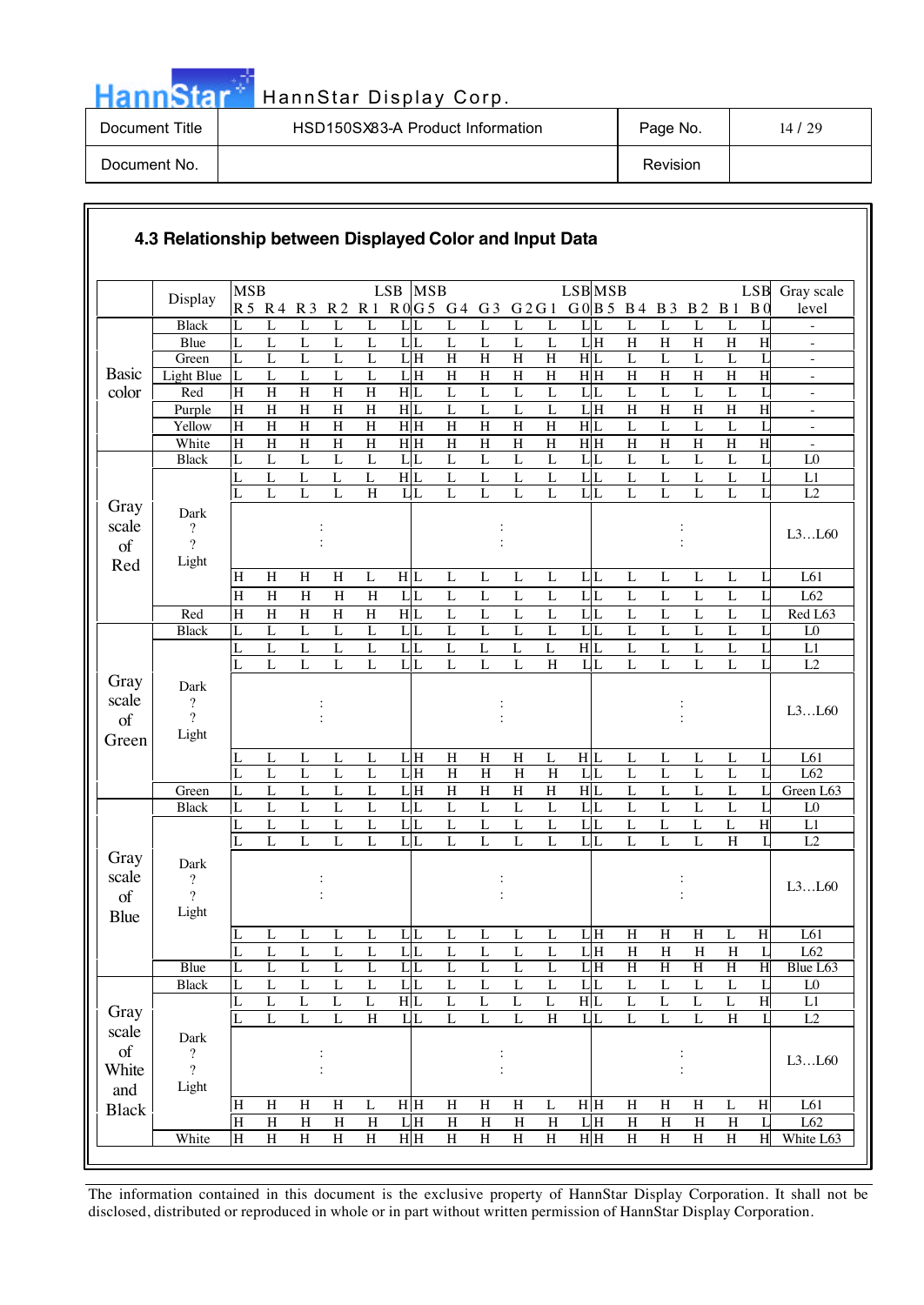## 4.3 Relationship between Displayed Color and Input Data

| | Display | R5 (MSB) | R4 | R3 | R2 | R1 | R0 (LSB) | G5 (MSB) | G4 | G3 | G2 | G1 | G0 (LSB) | B5 (MSB) | B4 | B3 | B2 | B1 | B0 (LSB) | Gray scale level |
|---|---|---|---|---|---|---|---|---|---|---|---|---|---|---|---|---|---|---|---|---|
| Basic color | Black | L | L | L | L | L | L | L | L | L | L | L | L | L | L | L | L | L | L | - |
| | Blue | L | L | L | L | L | L | L | L | L | L | L | L | H | H | H | H | H | H | - |
| | Green | L | L | L | L | L | L | H | H | H | H | H | H | L | L | L | L | L | L | - |
| | Light Blue | L | L | L | L | L | L | H | H | H | H | H | H | H | H | H | H | H | H | - |
| | Red | H | H | H | H | H | H | L | L | L | L | L | L | L | L | L | L | L | L | - |
| | Purple | H | H | H | H | H | H | L | L | L | L | L | L | H | H | H | H | H | H | - |
| | Yellow | H | H | H | H | H | H | H | H | H | H | H | H | L | L | L | L | L | L | - |
| | White | H | H | H | H | H | H | H | H | H | H | H | H | H | H | H | H | H | H | - |
| Gray scale of Red | Black | L | L | L | L | L | L | L | L | L | L | L | L | L | L | L | L | L | L | L0 |
| | | L | L | L | L | L | H | L | L | L | L | L | L | L | L | L | L | L | L | L1 |
| | | L | L | L | L | H | L | L | L | L | L | L | L | L | L | L | L | L | L | L2 |
| | Dark ? ? Light | | | : | | | | | | : | | | | | | : | | | | L3…L60 |
| | | H | H | H | H | L | H | L | L | L | L | L | L | L | L | L | L | L | L | L61 |
| | | H | H | H | H | H | L | L | L | L | L | L | L | L | L | L | L | L | L | L62 |
| | Red | H | H | H | H | H | H | L | L | L | L | L | L | L | L | L | L | L | L | Red L63 |
| Gray scale of Green | Black | L | L | L | L | L | L | L | L | L | L | L | L | L | L | L | L | L | L | L0 |
| | | L | L | L | L | L | L | L | L | L | L | L | H | L | L | L | L | L | L | L1 |
| | | L | L | L | L | L | L | L | L | L | L | H | L | L | L | L | L | L | L | L2 |
| | Dark ? ? Light | | | : | | | | | | : | | | | | | : | | | | L3…L60 |
| | | L | L | L | L | L | L | H | H | H | H | L | H | L | L | L | L | L | L | L61 |
| | | L | L | L | L | L | L | H | H | H | H | H | L | L | L | L | L | L | L | L62 |
| | Green | L | L | L | L | L | L | H | H | H | H | H | H | L | L | L | L | L | L | Green L63 |
| Gray scale of Blue | Black | L | L | L | L | L | L | L | L | L | L | L | L | L | L | L | L | L | L | L0 |
| | | L | L | L | L | L | L | L | L | L | L | L | L | L | L | L | L | L | H | L1 |
| | | L | L | L | L | L | L | L | L | L | L | L | L | L | L | L | L | H | L | L2 |
| | Dark ? ? Light | | | : | | | | | | : | | | | | | : | | | | L3…L60 |
| | | L | L | L | L | L | L | L | L | L | L | L | L | H | H | H | H | L | H | L61 |
| | | L | L | L | L | L | L | L | L | L | L | L | L | H | H | H | H | H | L | L62 |
| | Blue | L | L | L | L | L | L | L | L | L | L | L | L | H | H | H | H | H | H | Blue L63 |
| Gray scale of White and Black | Black | L | L | L | L | L | L | L | L | L | L | L | L | L | L | L | L | L | L | L0 |
| | | L | L | L | L | L | H | L | L | L | L | L | H | L | L | L | L | L | H | L1 |
| | | L | L | L | L | H | L | L | L | L | L | H | L | L | L | L | L | H | L | L2 |
| | Dark ? ? Light | | | : | | | | | | : | | | | | | : | | | | L3…L60 |
| | | H | H | H | H | L | H | H | H | H | H | L | H | H | H | H | H | L | H | L61 |
| | | H | H | H | H | H | L | H | H | H | H | H | L | H | H | H | H | H | L | L62 |
| | White | H | H | H | H | H | H | H | H | H | H | H | H | H | H | H | H | H | H | White L63 |

The information contained in this document is the exclusive property of HannStar Display Corporation. It shall not be disclosed, distributed or reproduced in whole or in part without written permission of HannStar Display Corporation.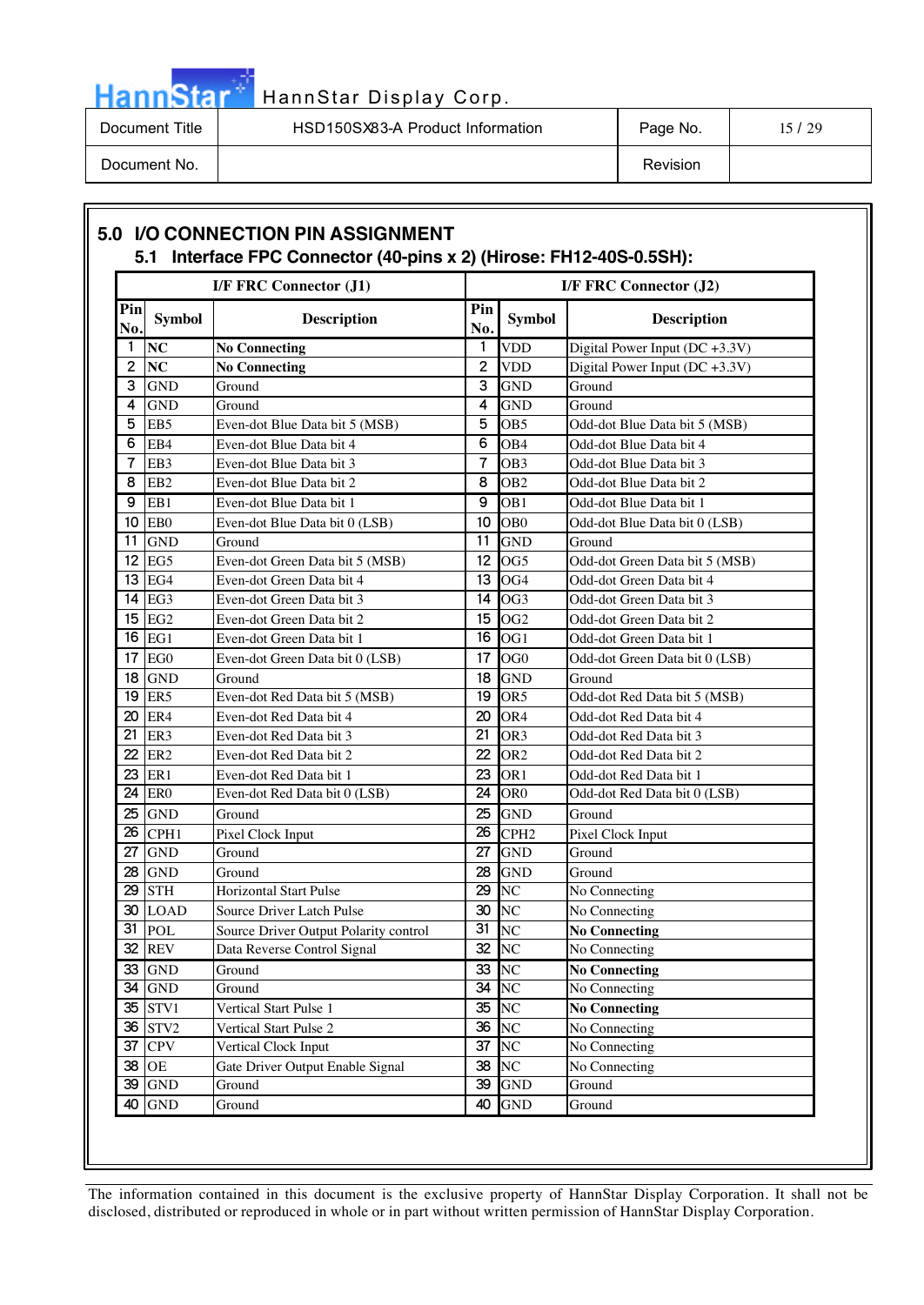## 5.0 I/O CONNECTION PIN ASSIGNMENT

### 5.1 Interface FPC Connector (40-pins x 2) (Hirose: FH12-40S-0.5SH):

| I/F FRC Connector (J1) | | | I/F FRC Connector (J2) | | |
|---|---|---|---|---|---|
| Pin No. | Symbol | Description | Pin No. | Symbol | Description |
| 1 | **NC** | **No Connecting** | 1 | VDD | Digital Power Input (DC +3.3V) |
| 2 | **NC** | **No Connecting** | 2 | VDD | Digital Power Input (DC +3.3V) |
| 3 | GND | Ground | 3 | GND | Ground |
| 4 | GND | Ground | 4 | GND | Ground |
| 5 | EB5 | Even-dot Blue Data bit 5 (MSB) | 5 | OB5 | Odd-dot Blue Data bit 5 (MSB) |
| 6 | EB4 | Even-dot Blue Data bit 4 | 6 | OB4 | Odd-dot Blue Data bit 4 |
| 7 | EB3 | Even-dot Blue Data bit 3 | 7 | OB3 | Odd-dot Blue Data bit 3 |
| 8 | EB2 | Even-dot Blue Data bit 2 | 8 | OB2 | Odd-dot Blue Data bit 2 |
| 9 | EB1 | Even-dot Blue Data bit 1 | 9 | OB1 | Odd-dot Blue Data bit 1 |
| 10 | EB0 | Even-dot Blue Data bit 0 (LSB) | 10 | OB0 | Odd-dot Blue Data bit 0 (LSB) |
| 11 | GND | Ground | 11 | GND | Ground |
| 12 | EG5 | Even-dot Green Data bit 5 (MSB) | 12 | OG5 | Odd-dot Green Data bit 5 (MSB) |
| 13 | EG4 | Even-dot Green Data bit 4 | 13 | OG4 | Odd-dot Green Data bit 4 |
| 14 | EG3 | Even-dot Green Data bit 3 | 14 | OG3 | Odd-dot Green Data bit 3 |
| 15 | EG2 | Even-dot Green Data bit 2 | 15 | OG2 | Odd-dot Green Data bit 2 |
| 16 | EG1 | Even-dot Green Data bit 1 | 16 | OG1 | Odd-dot Green Data bit 1 |
| 17 | EG0 | Even-dot Green Data bit 0 (LSB) | 17 | OG0 | Odd-dot Green Data bit 0 (LSB) |
| 18 | GND | Ground | 18 | GND | Ground |
| 19 | ER5 | Even-dot Red Data bit 5 (MSB) | 19 | OR5 | Odd-dot Red Data bit 5 (MSB) |
| 20 | ER4 | Even-dot Red Data bit 4 | 20 | OR4 | Odd-dot Red Data bit 4 |
| 21 | ER3 | Even-dot Red Data bit 3 | 21 | OR3 | Odd-dot Red Data bit 3 |
| 22 | ER2 | Even-dot Red Data bit 2 | 22 | OR2 | Odd-dot Red Data bit 2 |
| 23 | ER1 | Even-dot Red Data bit 1 | 23 | OR1 | Odd-dot Red Data bit 1 |
| 24 | ER0 | Even-dot Red Data bit 0 (LSB) | 24 | OR0 | Odd-dot Red Data bit 0 (LSB) |
| 25 | GND | Ground | 25 | GND | Ground |
| 26 | CPH1 | Pixel Clock Input | 26 | CPH2 | Pixel Clock Input |
| 27 | GND | Ground | 27 | GND | Ground |
| 28 | GND | Ground | 28 | GND | Ground |
| 29 | STH | Horizontal Start Pulse | 29 | NC | No Connecting |
| 30 | LOAD | Source Driver Latch Pulse | 30 | NC | No Connecting |
| 31 | POL | Source Driver Output Polarity control | 31 | NC | **No Connecting** |
| 32 | REV | Data Reverse Control Signal | 32 | NC | No Connecting |
| 33 | GND | Ground | 33 | NC | **No Connecting** |
| 34 | GND | Ground | 34 | NC | No Connecting |
| 35 | STV1 | Vertical Start Pulse 1 | 35 | NC | **No Connecting** |
| 36 | STV2 | Vertical Start Pulse 2 | 36 | NC | No Connecting |
| 37 | CPV | Vertical Clock Input | 37 | NC | No Connecting |
| 38 | OE | Gate Driver Output Enable Signal | 38 | NC | No Connecting |
| 39 | GND | Ground | 39 | GND | Ground |
| 40 | GND | Ground | 40 | GND | Ground |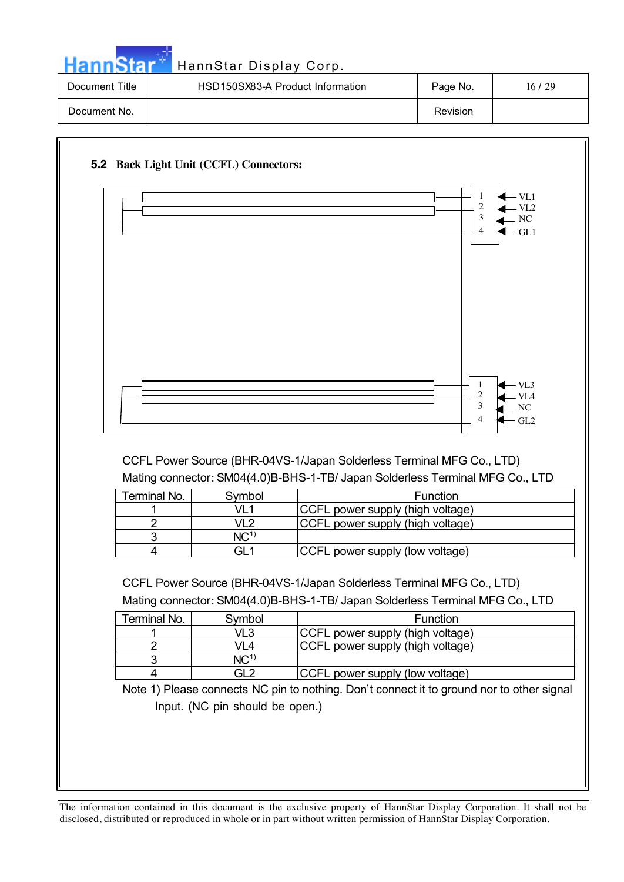## 5.2 Back Light Unit (CCFL) Connectors:

CCFL Power Source (BHR-04VS-1/Japan Solderless Terminal MFG Co., LTD)

Mating connector: SM04(4.0)B-BHS-1-TB/ Japan Solderless Terminal MFG Co., LTD

| Terminal No. | Symbol | Function |
|---|---|---|
| 1 | VL1 | CCFL power supply (high voltage) |
| 2 | VL2 | CCFL power supply (high voltage) |
| 3 | NC[1] | |
| 4 | GL1 | CCFL power supply (low voltage) |

CCFL Power Source (BHR-04VS-1/Japan Solderless Terminal MFG Co., LTD)

Mating connector: SM04(4.0)B-BHS-1-TB/ Japan Solderless Terminal MFG Co., LTD

| Terminal No. | Symbol | Function |
|---|---|---|
| 1 | VL3 | CCFL power supply (high voltage) |
| 2 | VL4 | CCFL power supply (high voltage) |
| 3 | NC[1] | |
| 4 | GL2 | CCFL power supply (low voltage) |

Note 1) Please connects NC pin to nothing. Don't connect it to ground nor to other signal Input. (NC pin should be open.)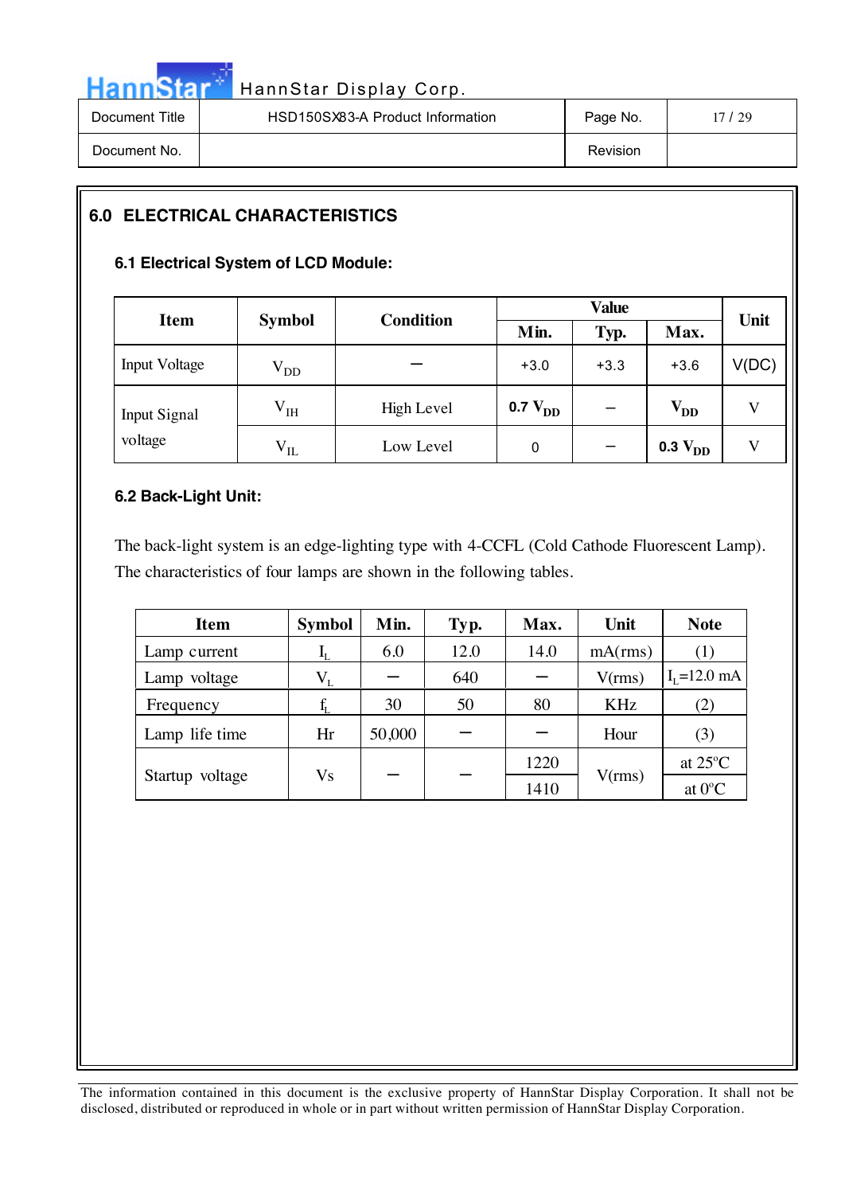## 6.0 ELECTRICAL CHARACTERISTICS

### 6.1 Electrical System of LCD Module:

| Item | Symbol | Condition | Value | | | Unit |
|---|---|---|---|---|---|---|
| | | | Min. | Typ. | Max. | |
| Input Voltage | $V_{DD}$ | – | +3.0 | +3.3 | +3.6 | V(DC) |
| Input Signal voltage | $V_{IH}$ | High Level | 0.7 $V_{DD}$ | – | $V_{DD}$ | V |
| | $V_{IL}$ | Low Level | 0 | – | 0.3 $V_{DD}$ | V |

### 6.2 Back-Light Unit:

The back-light system is an edge-lighting type with 4-CCFL (Cold Cathode Fluorescent Lamp). The characteristics of four lamps are shown in the following tables.

| Item | Symbol | Min. | Typ. | Max. | Unit | Note |
|---|---|---|---|---|---|---|
| Lamp current | $I_L$ | 6.0 | 12.0 | 14.0 | mA(rms) | (1) |
| Lamp voltage | $V_L$ | – | 640 | – | V(rms) | $I_L$=12.0 mA |
| Frequency | $f_L$ | 30 | 50 | 80 | KHz | (2) |
| Lamp life time | Hr | 50,000 | – | – | Hour | (3) |
| Startup voltage | Vs | – | – | 1220 | V(rms) | at 25°C |
| | | | | 1410 | | at 0°C |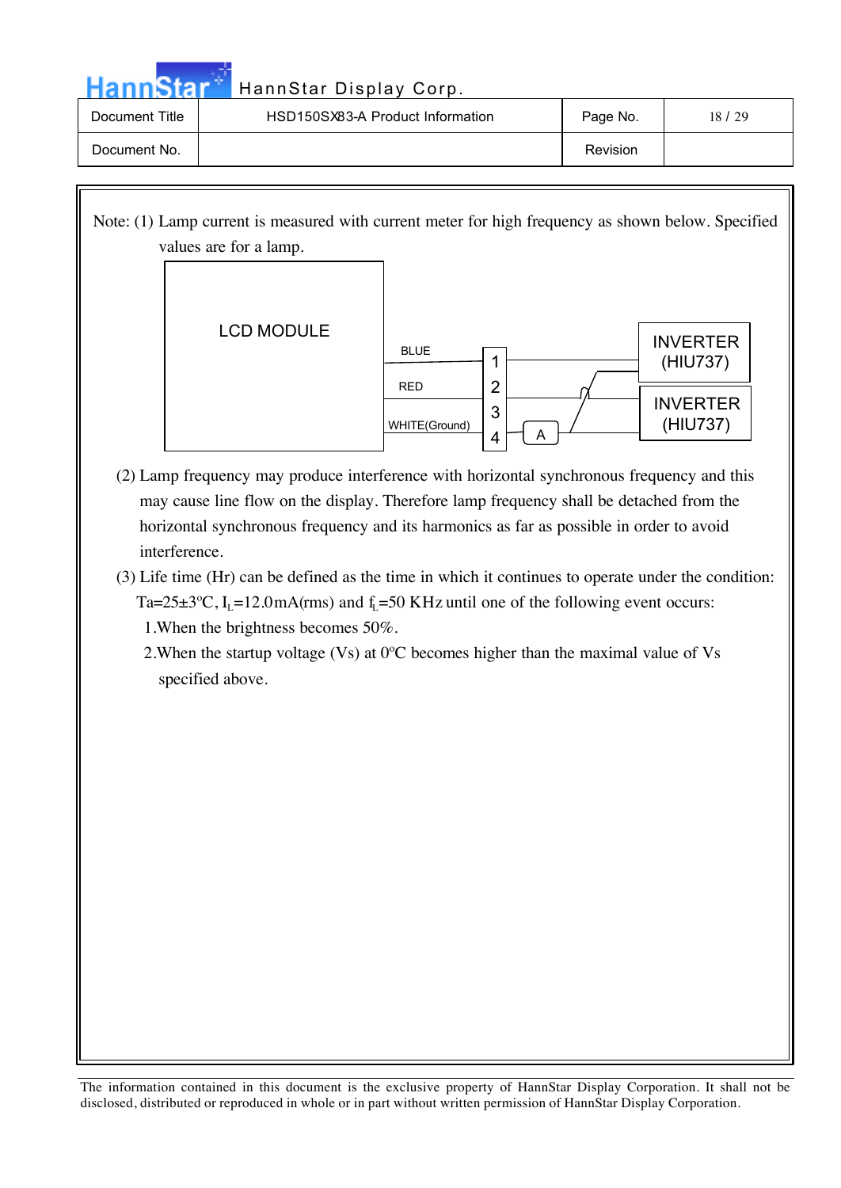Note: (1) Lamp current is measured with current meter for high frequency as shown below. Specified values are for a lamp.

LCD MODULE

BLUE

RED

WHITE(Ground)

1
2
3
4

A

INVERTER (HIU737)

INVERTER (HIU737)

(2) Lamp frequency may produce interference with horizontal synchronous frequency and this may cause line flow on the display. Therefore lamp frequency shall be detached from the horizontal synchronous frequency and its harmonics as far as possible in order to avoid interference.

(3) Life time (Hr) can be defined as the time in which it continues to operate under the condition: Ta=25±3ºC, $I_L$=12.0mA(rms) and $f_L$=50 KHz until one of the following event occurs:

1.When the brightness becomes 50%.

2.When the startup voltage (Vs) at 0ºC becomes higher than the maximal value of Vs specified above.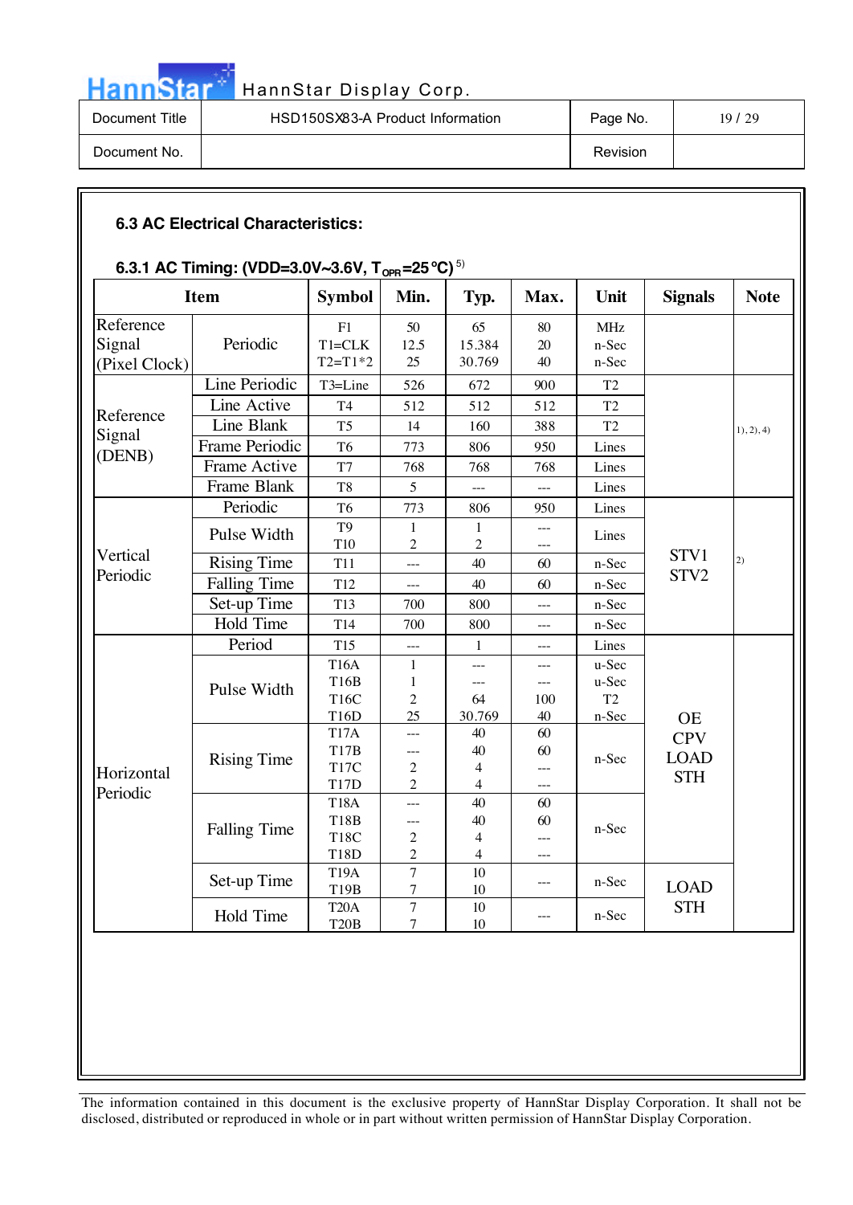### 6.3 AC Electrical Characteristics:

#### 6.3.1 AC Timing: (VDD=3.0V~3.6V, $T_{OPR}$=25°C) [5)]

| Item | | Symbol | Min. | Typ. | Max. | Unit | Signals | Note |
|---|---|---|---|---|---|---|---|---|
| Reference Signal (Pixel Clock) | Periodic | F1<br>T1=CLK<br>T2=T1*2 | 50<br>12.5<br>25 | 65<br>15.384<br>30.769 | 80<br>20<br>40 | MHz<br>n-Sec<br>n-Sec | | |
| Reference Signal (DENB) | Line Periodic | T3=Line | 526 | 672 | 900 | T2 | | 1), 2), 4) |
| | Line Active | T4 | 512 | 512 | 512 | T2 | | |
| | Line Blank | T5 | 14 | 160 | 388 | T2 | | |
| | Frame Periodic | T6 | 773 | 806 | 950 | Lines | | |
| | Frame Active | T7 | 768 | 768 | 768 | Lines | | |
| | Frame Blank | T8 | 5 | --- | --- | Lines | | |
| Vertical Periodic | Periodic | T6 | 773 | 806 | 950 | Lines | STV1<br>STV2 | 2) |
| | Pulse Width | T9<br>T10 | 1<br>2 | 1<br>2 | ---<br>--- | Lines | | |
| | Rising Time | T11 | --- | 40 | 60 | n-Sec | | |
| | Falling Time | T12 | --- | 40 | 60 | n-Sec | | |
| | Set-up Time | T13 | 700 | 800 | --- | n-Sec | | |
| | Hold Time | T14 | 700 | 800 | --- | n-Sec | | |
| Horizontal Periodic | Period | T15 | --- | 1 | --- | Lines | OE<br>CPV<br>LOAD<br>STH | |
| | Pulse Width | T16A<br>T16B<br>T16C<br>T16D | 1<br>1<br>2<br>25 | ---<br>---<br>64<br>30.769 | ---<br>---<br>100<br>40 | u-Sec<br>u-Sec<br>T2<br>n-Sec | | |
| | Rising Time | T17A<br>T17B<br>T17C<br>T17D | ---<br>---<br>2<br>2 | 40<br>40<br>4<br>4 | 60<br>60<br>---<br>--- | n-Sec | | |
| | Falling Time | T18A<br>T18B<br>T18C<br>T18D | ---<br>---<br>2<br>2 | 40<br>40<br>4<br>4 | 60<br>60<br>---<br>--- | n-Sec | | |
| | Set-up Time | T19A<br>T19B | 7<br>7 | 10<br>10 | --- | n-Sec | LOAD<br>STH | |
| | Hold Time | T20A<br>T20B | 7<br>7 | 10<br>10 | --- | n-Sec | | |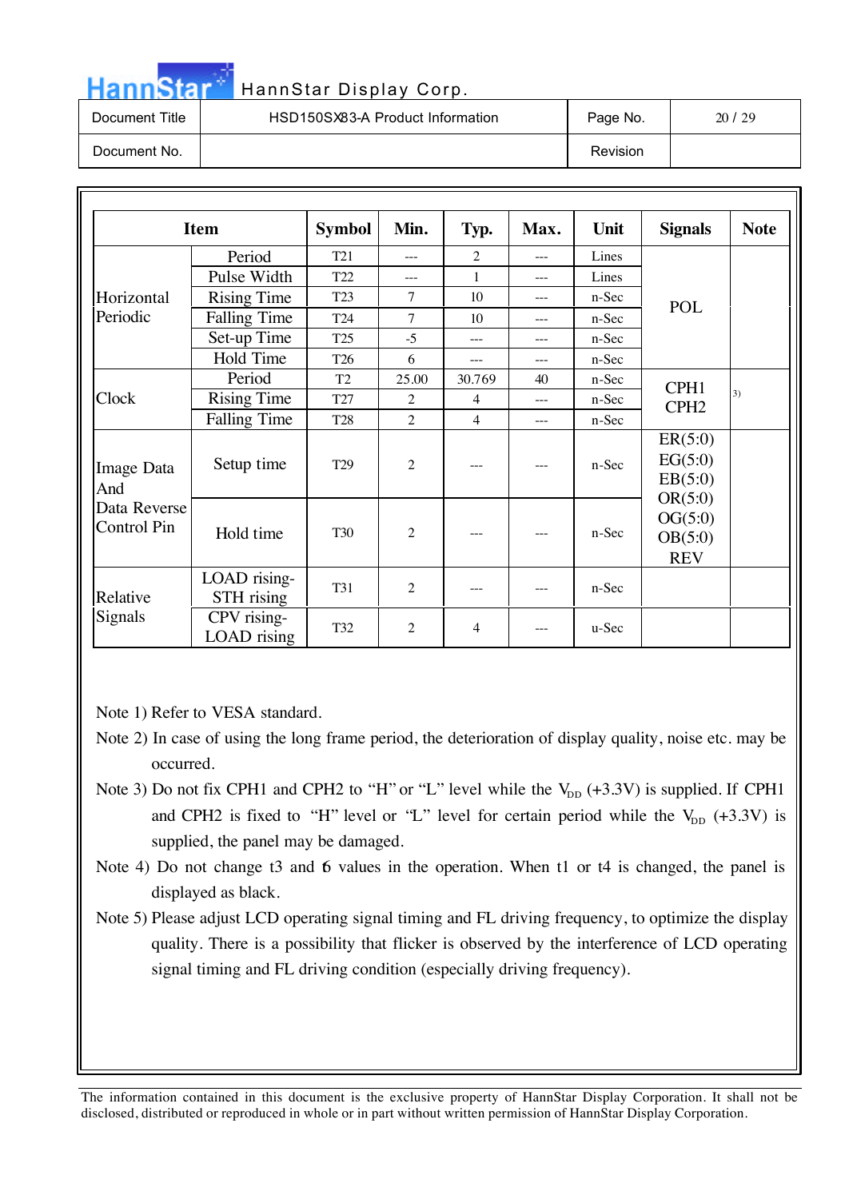| Item | | Symbol | Min. | Typ. | Max. | Unit | Signals | Note |
|---|---|---|---|---|---|---|---|---|
| Horizontal Periodic | Period | T21 | --- | 2 | --- | Lines | POL | |
| | Pulse Width | T22 | --- | 1 | --- | Lines | | |
| | Rising Time | T23 | 7 | 10 | --- | n-Sec | | |
| | Falling Time | T24 | 7 | 10 | --- | n-Sec | | |
| | Set-up Time | T25 | -5 | --- | --- | n-Sec | | |
| | Hold Time | T26 | 6 | --- | --- | n-Sec | | |
| Clock | Period | T2 | 25.00 | 30.769 | 40 | n-Sec | CPH1 CPH2 | 3) |
| | Rising Time | T27 | 2 | 4 | --- | n-Sec | | |
| | Falling Time | T28 | 2 | 4 | --- | n-Sec | | |
| Image Data And Data Reverse Control Pin | Setup time | T29 | 2 | --- | --- | n-Sec | ER(5:0) EG(5:0) EB(5:0) OR(5:0) OG(5:0) OB(5:0) REV | |
| | Hold time | T30 | 2 | --- | --- | n-Sec | | |
| Relative Signals | LOAD rising-STH rising | T31 | 2 | --- | --- | n-Sec | | |
| | CPV rising-LOAD rising | T32 | 2 | 4 | --- | u-Sec | | |

Note 1) Refer to VESA standard.

Note 2) In case of using the long frame period, the deterioration of display quality, noise etc. may be occurred.

Note 3) Do not fix CPH1 and CPH2 to "H" or "L" level while the $V_{DD}$ (+3.3V) is supplied. If CPH1 and CPH2 is fixed to "H" level or "L" level for certain period while the $V_{DD}$ (+3.3V) is supplied, the panel may be damaged.

Note 4) Do not change t3 and t6 values in the operation. When t1 or t4 is changed, the panel is displayed as black.

Note 5) Please adjust LCD operating signal timing and FL driving frequency, to optimize the display quality. There is a possibility that flicker is observed by the interference of LCD operating signal timing and FL driving condition (especially driving frequency).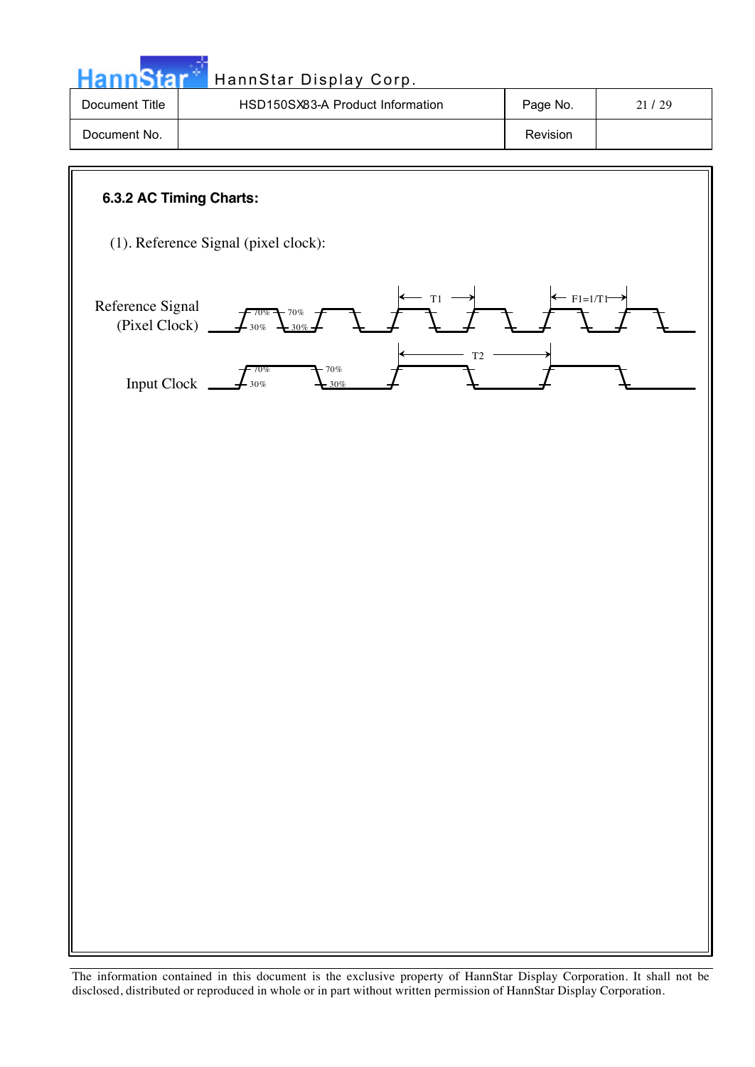#### 6.3.2 AC Timing Charts:

(1). Reference Signal (pixel clock):

Reference Signal (Pixel Clock)

70% 70%
30% 30%

T1

F1=1/T1

Input Clock

70% 70%
30% 30%

T2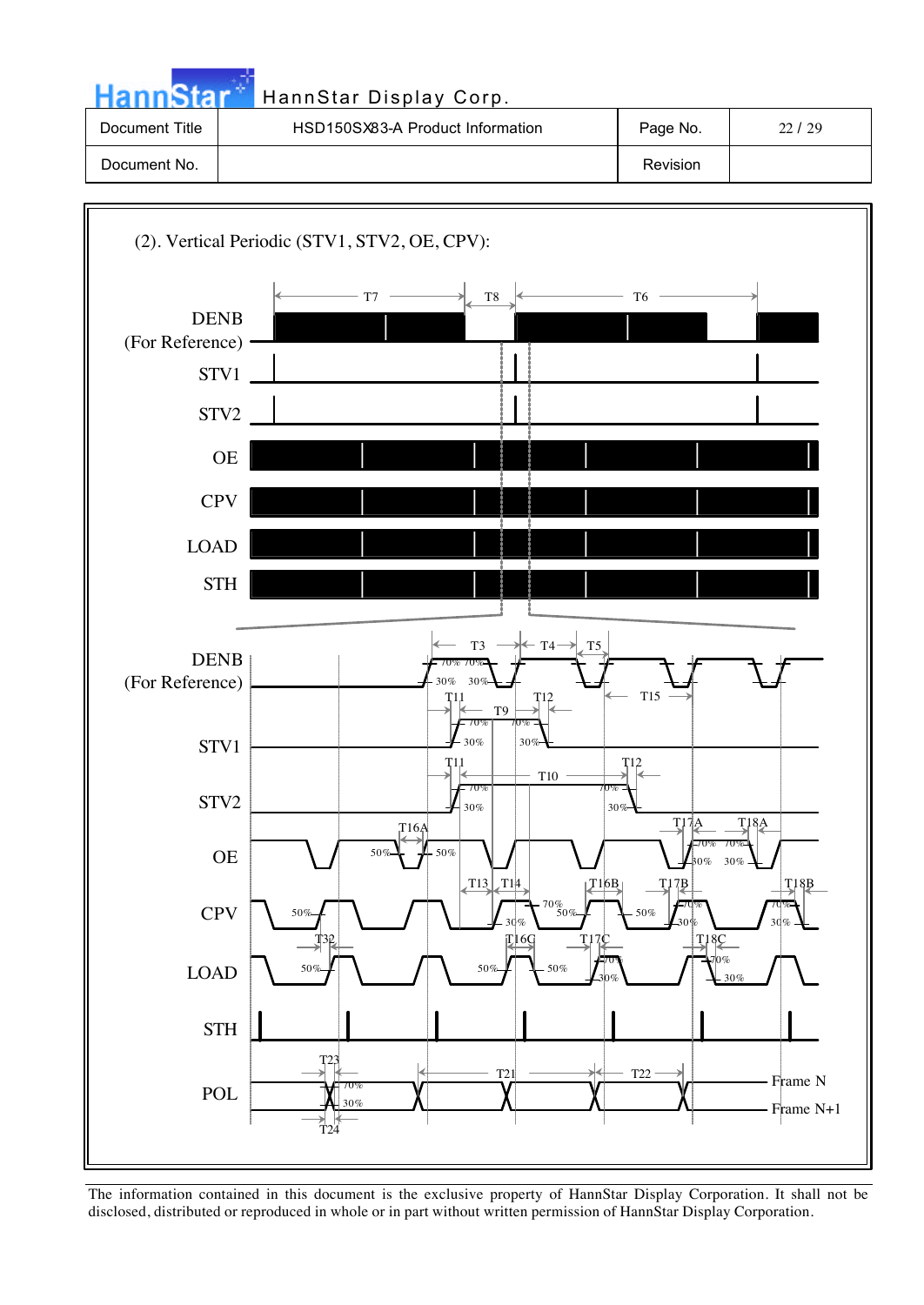(2). Vertical Periodic (STV1, STV2, OE, CPV):

DENB
(For Reference)
STV1
STV2
OE
CPV
LOAD
STH

T7 T8 T6

DENB
(For Reference)
STV1
STV2
OE
CPV
LOAD
STH
POL

T3 T4 T5 T11 T9 T12 T15 T10 T16A T17A T18A T13 T14 T16B T17B T18B T32 T16C T17C T18C T23 T21 T22 T24

70% 30% 50%

Frame N
Frame N+1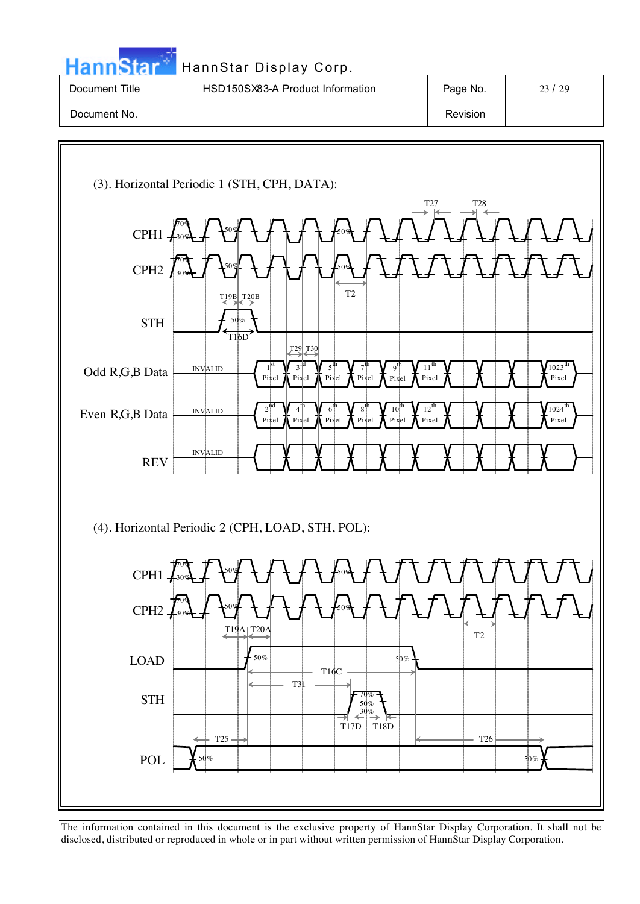(3). Horizontal Periodic 1 (STH, CPH, DATA):

CPH1

CPH2

STH

Odd R,G,B Data

Even R,G,B Data

REV

(4). Horizontal Periodic 2 (CPH, LOAD, STH, POL):

CPH1

CPH2

LOAD

STH

POL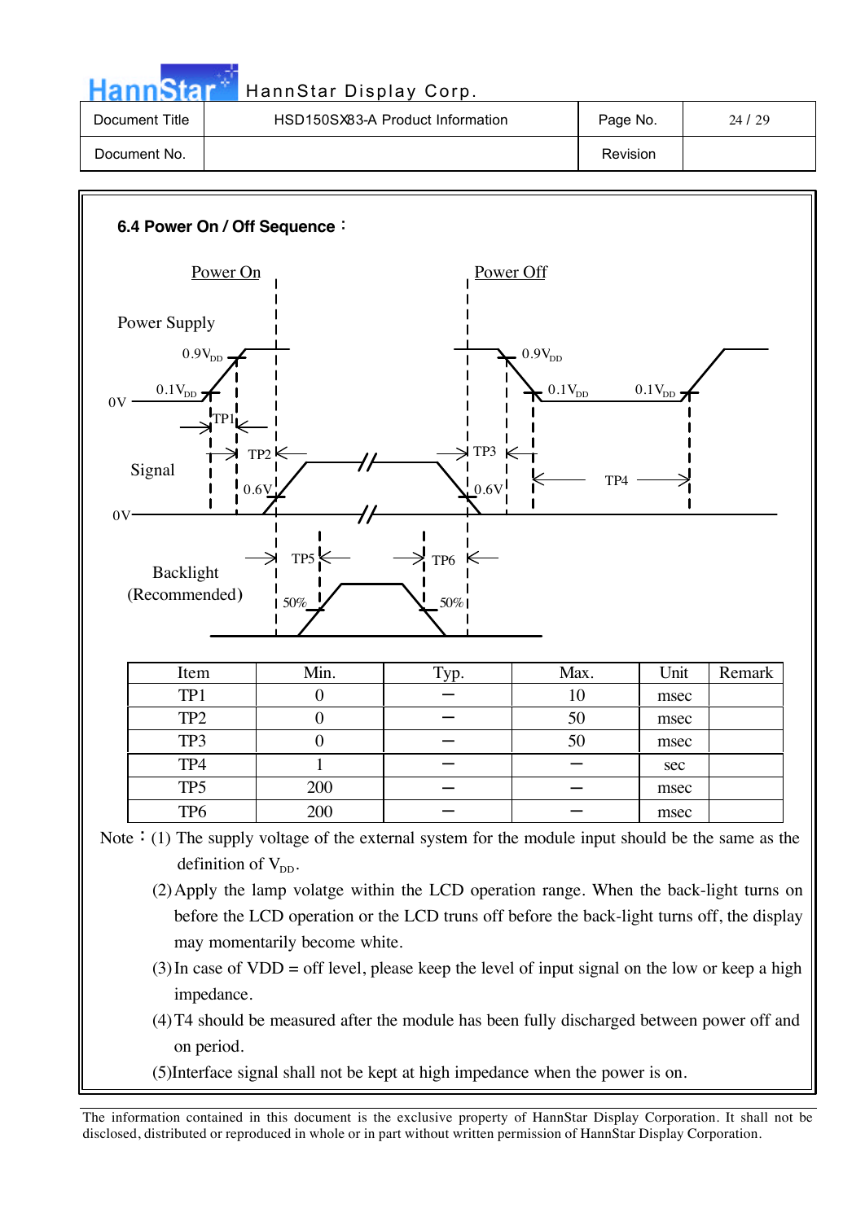### 6.4 Power On / Off Sequence：

Power On

Power Off

Power Supply

$0.9V_{DD}$

$0.1V_{DD}$

0V

TP1

$0.9V_{DD}$

$0.1V_{DD}$

$0.1V_{DD}$

Signal

TP2

0.6V

0V

TP3

0.6V

TP4

TP5

TP6

Backlight (Recommended)

50%

50%

| Item | Min. | Typ. | Max. | Unit | Remark |
|---|---|---|---|---|---|
| TP1 | 0 | − | 10 | msec | |
| TP2 | 0 | − | 50 | msec | |
| TP3 | 0 | − | 50 | msec | |
| TP4 | 1 | − | − | sec | |
| TP5 | 200 | − | − | msec | |
| TP6 | 200 | − | − | msec | |

Note：(1) The supply voltage of the external system for the module input should be the same as the definition of $V_{DD}$.

(2) Apply the lamp volatge within the LCD operation range. When the back-light turns on before the LCD operation or the LCD truns off before the back-light turns off, the display may momentarily become white.

(3) In case of VDD = off level, please keep the level of input signal on the low or keep a high impedance.

(4) T4 should be measured after the module has been fully discharged between power off and on period.

(5) Interface signal shall not be kept at high impedance when the power is on.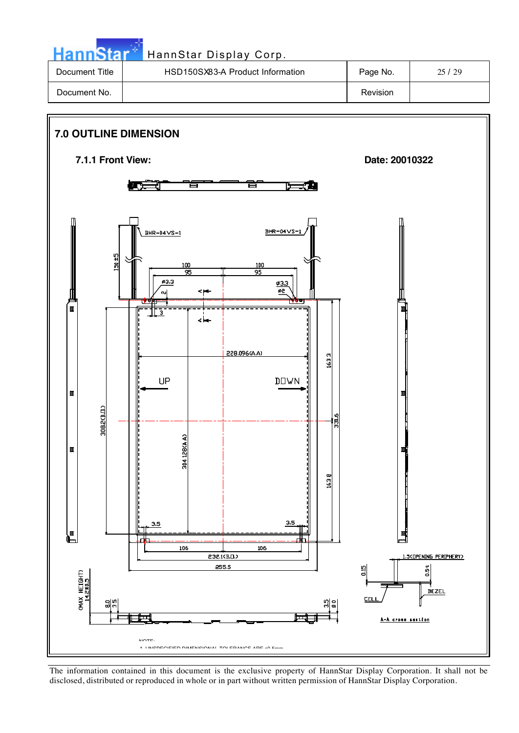## 7.0 OUTLINE DIMENSION

### 7.1.1 Front View:

**Date: 20010322**

BHR-04VS-1

BHR-04VS-1

150±5

100

95

100

95

ø3.3

2

ø3.3

ø2

3

228.096(A.A)

163.3

UP

DOWN

308.2(B.O.)

304.128(A.A)

331.6

163.8

3.5

3.5

106

106

232.1(B.O.)

255.5

1.5(OPENING PERIPHERY)

0.15

0.5±

BEZEL

CELL

A-A cross section

(MAX HEIGHT) 14.2±0.5

8.0

3.5

3.5

8.0

NOTE:

1. UNSPECIFIED DIMENSIONAL TOLERANCE ARE ±0.5mm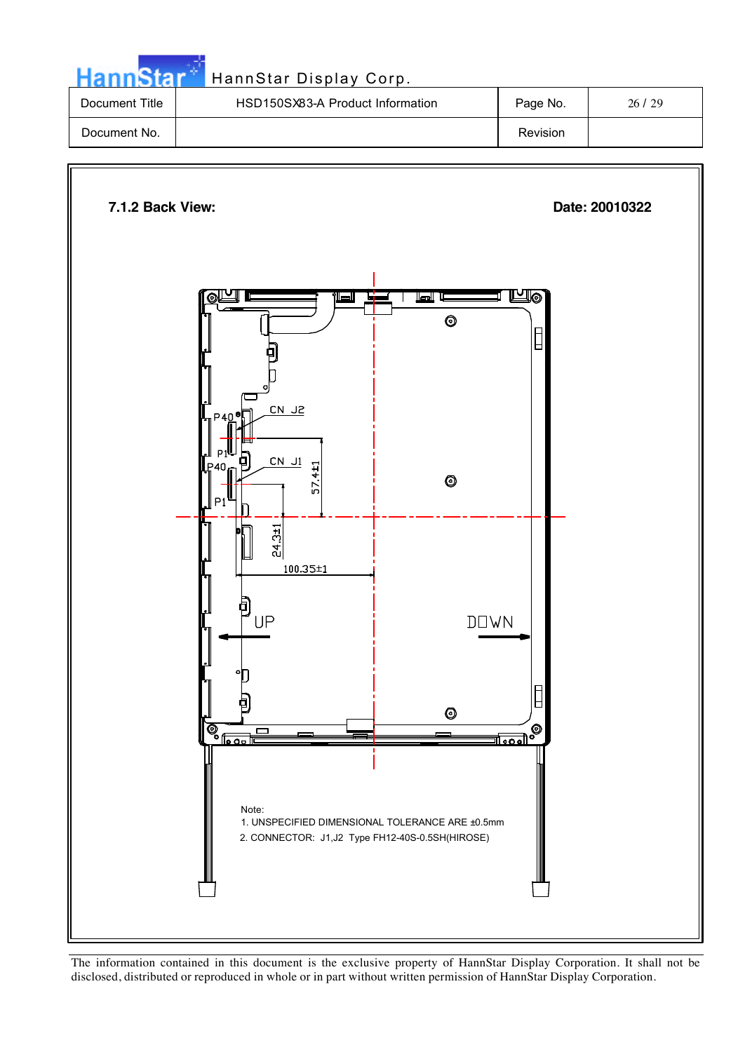### 7.1.2 Back View:

**Date: 20010322**

CN J2

P40

P1

CN J1

P40

P1

57.4±1

24.3±1

100.35±1

UP

DOWN

Note:

1. UNSPECIFIED DIMENSIONAL TOLERANCE ARE ±0.5mm
2. CONNECTOR: J1,J2 Type FH12-40S-0.5SH(HIROSE)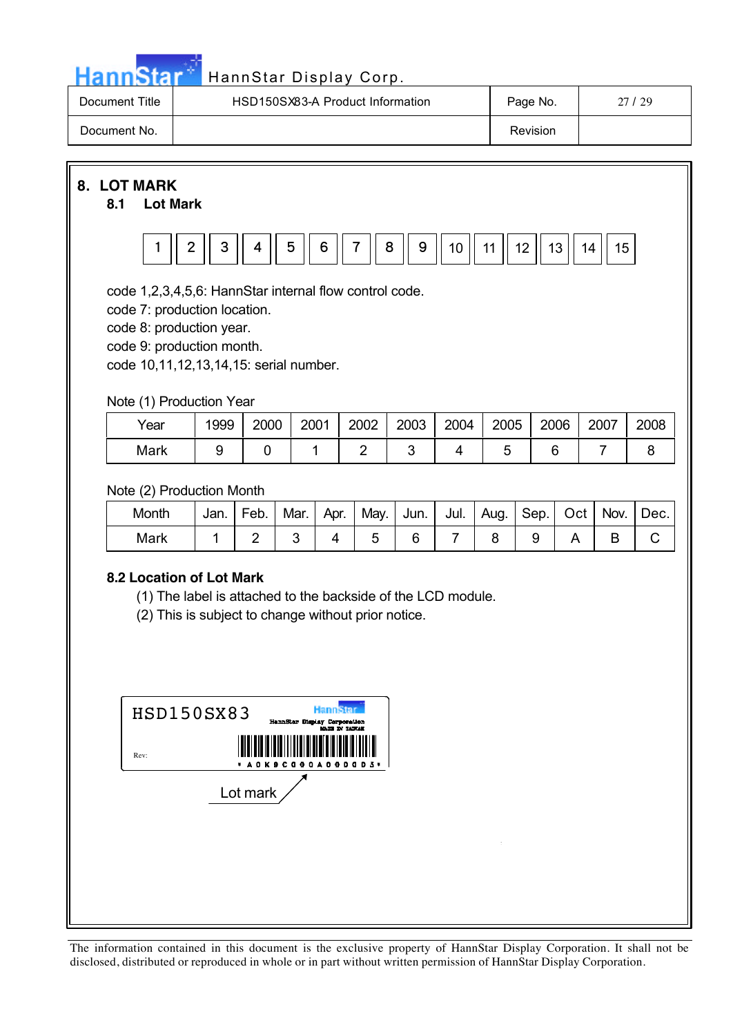# 8. LOT MARK

## 8.1 Lot Mark

| 1 | 2 | 3 | 4 | 5 | 6 | 7 | 8 | 9 | 10 | 11 | 12 | 13 | 14 | 15 |
|---|---|---|---|---|---|---|---|---|---|---|---|---|---|---|

code 1,2,3,4,5,6: HannStar internal flow control code.
code 7: production location.
code 8: production year.
code 9: production month.
code 10,11,12,13,14,15: serial number.

Note (1) Production Year

| Year | 1999 | 2000 | 2001 | 2002 | 2003 | 2004 | 2005 | 2006 | 2007 | 2008 |
|---|---|---|---|---|---|---|---|---|---|---|
| Mark | 9 | 0 | 1 | 2 | 3 | 4 | 5 | 6 | 7 | 8 |

Note (2) Production Month

| Month | Jan. | Feb. | Mar. | Apr. | May. | Jun. | Jul. | Aug. | Sep. | Oct | Nov. | Dec. |
|---|---|---|---|---|---|---|---|---|---|---|---|---|
| Mark | 1 | 2 | 3 | 4 | 5 | 6 | 7 | 8 | 9 | A | B | C |

## 8.2 Location of Lot Mark

(1) The label is attached to the backside of the LCD module.
(2) This is subject to change without prior notice.

HSD150SX83
HannStar
HannStar Display Corporation
MADE IN TAIWAN
Rev:
\* A 0 K 9 C 0 0 0 A 0 0 0 0 D 3 \*

Lot mark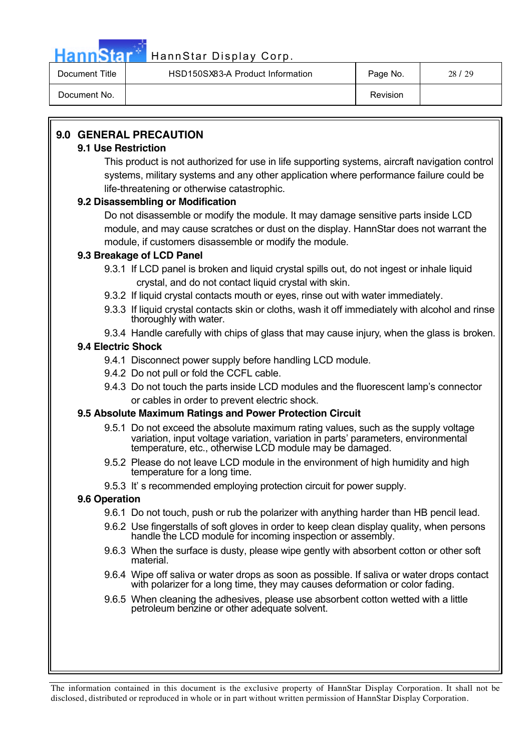## 9.0 GENERAL PRECAUTION

### 9.1 Use Restriction

This product is not authorized for use in life supporting systems, aircraft navigation control systems, military systems and any other application where performance failure could be life-threatening or otherwise catastrophic.

### 9.2 Disassembling or Modification

Do not disassemble or modify the module. It may damage sensitive parts inside LCD module, and may cause scratches or dust on the display. HannStar does not warrant the module, if customers disassemble or modify the module.

### 9.3 Breakage of LCD Panel

9.3.1 If LCD panel is broken and liquid crystal spills out, do not ingest or inhale liquid crystal, and do not contact liquid crystal with skin.

9.3.2 If liquid crystal contacts mouth or eyes, rinse out with water immediately.

9.3.3 If liquid crystal contacts skin or cloths, wash it off immediately with alcohol and rinse thoroughly with water.

9.3.4 Handle carefully with chips of glass that may cause injury, when the glass is broken.

### 9.4 Electric Shock

9.4.1 Disconnect power supply before handling LCD module.

9.4.2 Do not pull or fold the CCFL cable.

9.4.3 Do not touch the parts inside LCD modules and the fluorescent lamp's connector or cables in order to prevent electric shock.

### 9.5 Absolute Maximum Ratings and Power Protection Circuit

9.5.1 Do not exceed the absolute maximum rating values, such as the supply voltage variation, input voltage variation, variation in parts' parameters, environmental temperature, etc., otherwise LCD module may be damaged.

9.5.2 Please do not leave LCD module in the environment of high humidity and high temperature for a long time.

9.5.3 It' s recommended employing protection circuit for power supply.

### 9.6 Operation

9.6.1 Do not touch, push or rub the polarizer with anything harder than HB pencil lead.

9.6.2 Use fingerstalls of soft gloves in order to keep clean display quality, when persons handle the LCD module for incoming inspection or assembly.

9.6.3 When the surface is dusty, please wipe gently with absorbent cotton or other soft material.

9.6.4 Wipe off saliva or water drops as soon as possible. If saliva or water drops contact with polarizer for a long time, they may causes deformation or color fading.

9.6.5 When cleaning the adhesives, please use absorbent cotton wetted with a little petroleum benzine or other adequate solvent.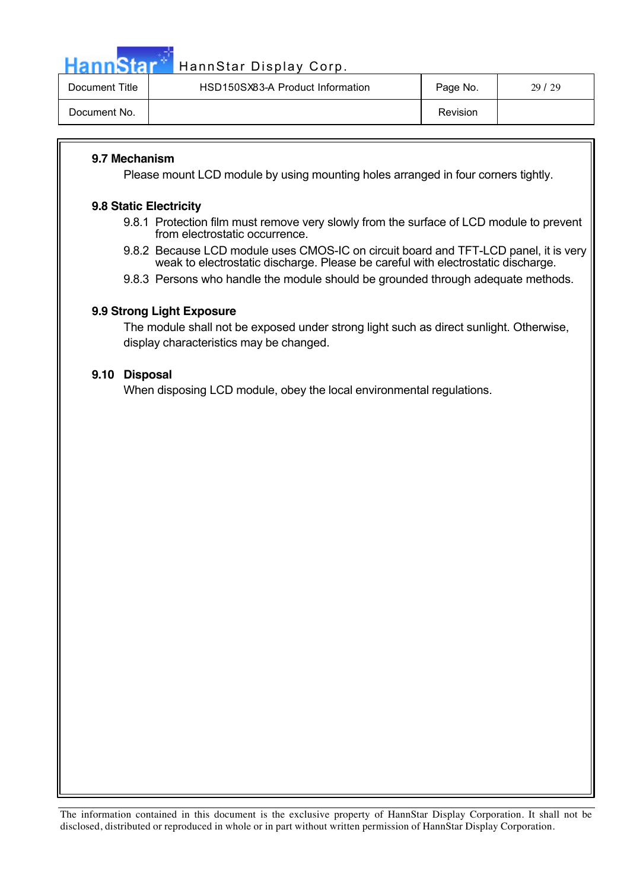### 9.7 Mechanism

Please mount LCD module by using mounting holes arranged in four corners tightly.

### 9.8 Static Electricity

9.8.1 Protection film must remove very slowly from the surface of LCD module to prevent from electrostatic occurrence.

9.8.2 Because LCD module uses CMOS-IC on circuit board and TFT-LCD panel, it is very weak to electrostatic discharge. Please be careful with electrostatic discharge.

9.8.3 Persons who handle the module should be grounded through adequate methods.

### 9.9 Strong Light Exposure

The module shall not be exposed under strong light such as direct sunlight. Otherwise, display characteristics may be changed.

### 9.10 Disposal

When disposing LCD module, obey the local environmental regulations.